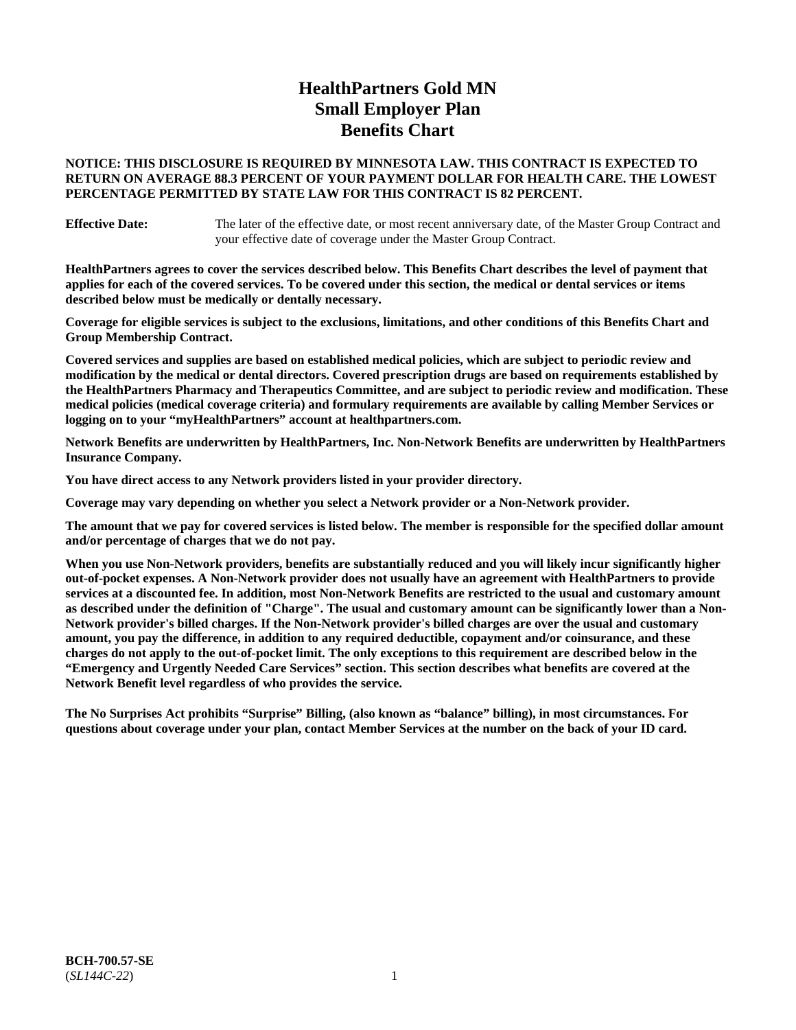# HealthPartners Gold MN Small Employer Plan Benefits Chart

**NOTICE: THIS DISCLOSURE IS REQUIRED BY MINNESOTA LAW. THIS CONTRACT IS EXPECTED TO RETURN ON AVERAGE 88.3 PERCENT OF YOUR PAYMENT DOLLAR FOR HEALTH CARE. THE LOWEST PERCENTAGE PERMITTED BY STATE LAW FOR THIS CONTRACT IS 82 PERCENT.**

**Effective Date:** The later of the effective date, or most recent anniversary date, of the Master Group Contract and your effective date of coverage under the Master Group Contract.

**HealthPartners agrees to cover the services described below. This Benefits Chart describes the level of payment that applies for each of the covered services. To be covered under this section, the medical or dental services or items described below must be medically or dentally necessary.**

**Coverage for eligible services is subject to the exclusions, limitations, and other conditions of this Benefits Chart and Group Membership Contract.**

**Covered services and supplies are based on established medical policies, which are subject to periodic review and modification by the medical or dental directors. Covered prescription drugs are based on requirements established by the HealthPartners Pharmacy and Therapeutics Committee, and are subject to periodic review and modification. These medical policies (medical coverage criteria) and formulary requirements are available by calling Member Services or logging on to your "myHealthPartners" account at healthpartners.com.**

**Network Benefits are underwritten by HealthPartners, Inc. Non-Network Benefits are underwritten by HealthPartners Insurance Company.**

**You have direct access to any Network providers listed in your provider directory.**

**Coverage may vary depending on whether you select a Network provider or a Non-Network provider.**

**The amount that we pay for covered services is listed below. The member is responsible for the specified dollar amount and/or percentage of charges that we do not pay.**

**When you use Non-Network providers, benefits are substantially reduced and you will likely incur significantly higher out-of-pocket expenses. A Non-Network provider does not usually have an agreement with HealthPartners to provide services at a discounted fee. In addition, most Non-Network Benefits are restricted to the usual and customary amount as described under the definition of "Charge". The usual and customary amount can be significantly lower than a Non-Network provider's billed charges. If the Non-Network provider's billed charges are over the usual and customary amount, you pay the difference, in addition to any required deductible, copayment and/or coinsurance, and these charges do not apply to the out-of-pocket limit. The only exceptions to this requirement are described below in the "Emergency and Urgently Needed Care Services" section. This section describes what benefits are covered at the Network Benefit level regardless of who provides the service.**

**The No Surprises Act prohibits "Surprise" Billing, (also known as "balance" billing), in most circumstances. For questions about coverage under your plan, contact Member Services at the number on the back of your ID card.**

**BCH-700.57-SE**
(*SL144C-22*)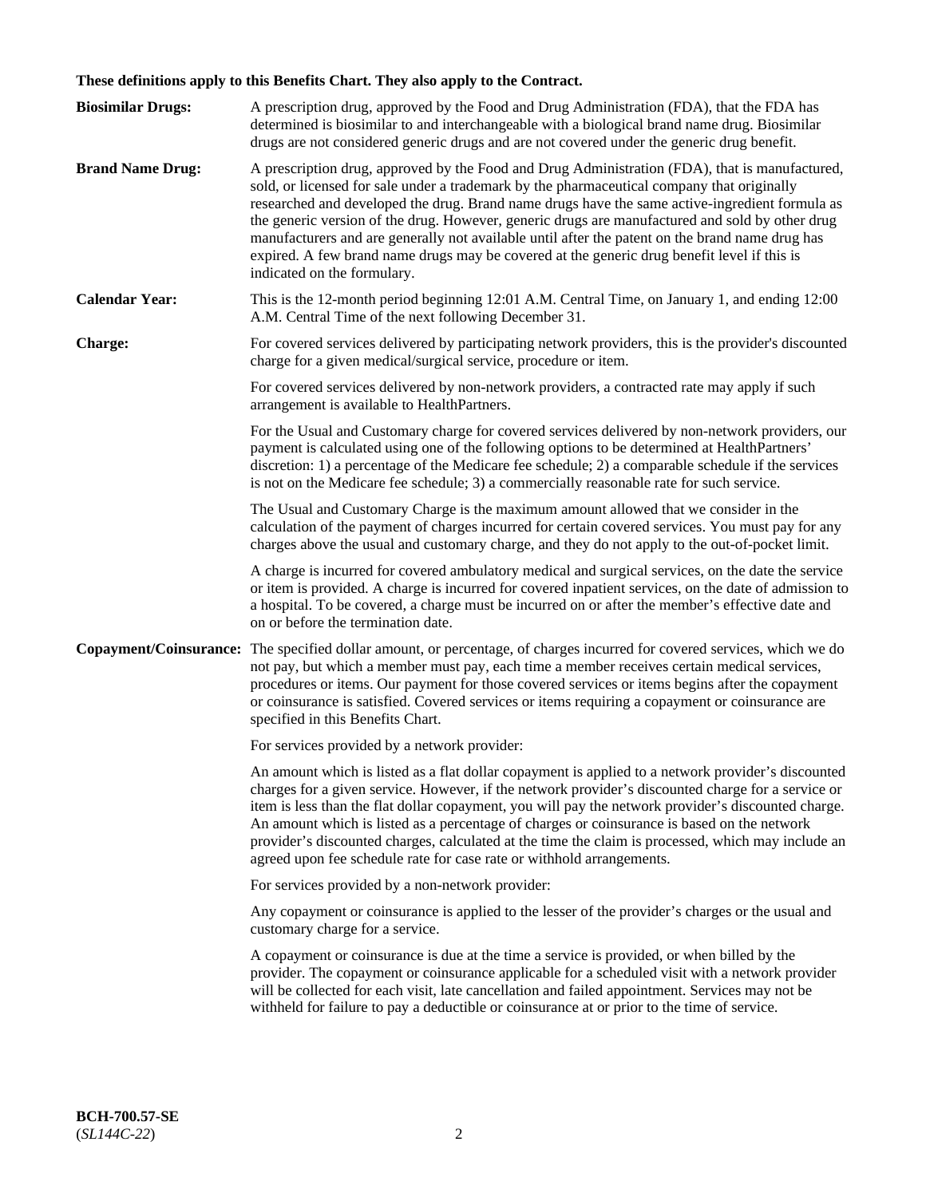**These definitions apply to this Benefits Chart. They also apply to the Contract.**

**Biosimilar Drugs:** A prescription drug, approved by the Food and Drug Administration (FDA), that the FDA has determined is biosimilar to and interchangeable with a biological brand name drug. Biosimilar drugs are not considered generic drugs and are not covered under the generic drug benefit.

**Brand Name Drug:** A prescription drug, approved by the Food and Drug Administration (FDA), that is manufactured, sold, or licensed for sale under a trademark by the pharmaceutical company that originally researched and developed the drug. Brand name drugs have the same active-ingredient formula as the generic version of the drug. However, generic drugs are manufactured and sold by other drug manufacturers and are generally not available until after the patent on the brand name drug has expired. A few brand name drugs may be covered at the generic drug benefit level if this is indicated on the formulary.

**Calendar Year:** This is the 12-month period beginning 12:01 A.M. Central Time, on January 1, and ending 12:00 A.M. Central Time of the next following December 31.

**Charge:** For covered services delivered by participating network providers, this is the provider's discounted charge for a given medical/surgical service, procedure or item.

For covered services delivered by non-network providers, a contracted rate may apply if such arrangement is available to HealthPartners.

For the Usual and Customary charge for covered services delivered by non-network providers, our payment is calculated using one of the following options to be determined at HealthPartners' discretion: 1) a percentage of the Medicare fee schedule; 2) a comparable schedule if the services is not on the Medicare fee schedule; 3) a commercially reasonable rate for such service.

The Usual and Customary Charge is the maximum amount allowed that we consider in the calculation of the payment of charges incurred for certain covered services. You must pay for any charges above the usual and customary charge, and they do not apply to the out-of-pocket limit.

A charge is incurred for covered ambulatory medical and surgical services, on the date the service or item is provided. A charge is incurred for covered inpatient services, on the date of admission to a hospital. To be covered, a charge must be incurred on or after the member's effective date and on or before the termination date.

**Copayment/Coinsurance:** The specified dollar amount, or percentage, of charges incurred for covered services, which we do not pay, but which a member must pay, each time a member receives certain medical services, procedures or items. Our payment for those covered services or items begins after the copayment or coinsurance is satisfied. Covered services or items requiring a copayment or coinsurance are specified in this Benefits Chart.

For services provided by a network provider:

An amount which is listed as a flat dollar copayment is applied to a network provider's discounted charges for a given service. However, if the network provider's discounted charge for a service or item is less than the flat dollar copayment, you will pay the network provider's discounted charge. An amount which is listed as a percentage of charges or coinsurance is based on the network provider's discounted charges, calculated at the time the claim is processed, which may include an agreed upon fee schedule rate for case rate or withhold arrangements.

For services provided by a non-network provider:

Any copayment or coinsurance is applied to the lesser of the provider's charges or the usual and customary charge for a service.

A copayment or coinsurance is due at the time a service is provided, or when billed by the provider. The copayment or coinsurance applicable for a scheduled visit with a network provider will be collected for each visit, late cancellation and failed appointment. Services may not be withheld for failure to pay a deductible or coinsurance at or prior to the time of service.

**BCH-700.57-SE**
(*SL144C-22*)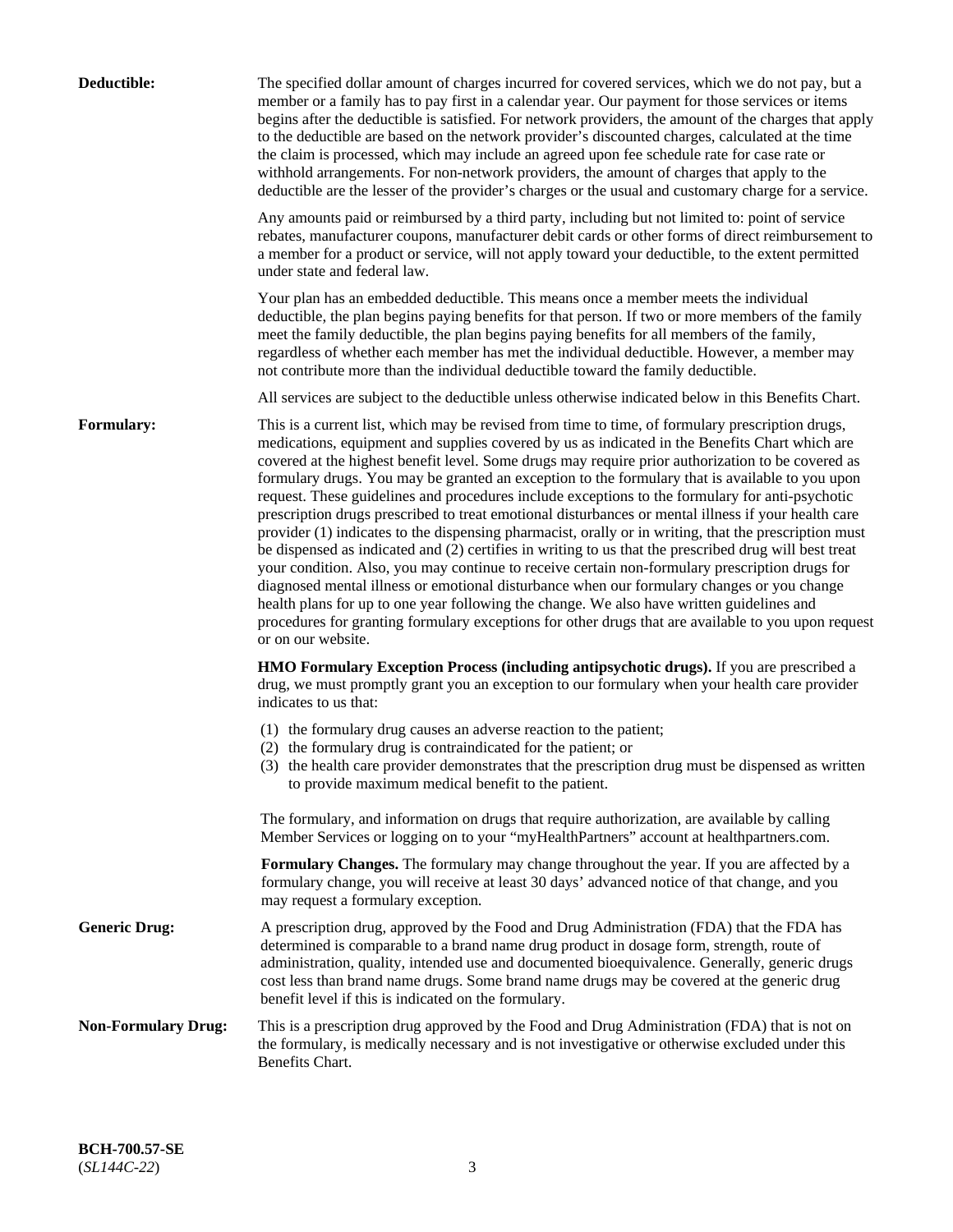**Deductible:** The specified dollar amount of charges incurred for covered services, which we do not pay, but a member or a family has to pay first in a calendar year. Our payment for those services or items begins after the deductible is satisfied. For network providers, the amount of the charges that apply to the deductible are based on the network provider's discounted charges, calculated at the time the claim is processed, which may include an agreed upon fee schedule rate for case rate or withhold arrangements. For non-network providers, the amount of charges that apply to the deductible are the lesser of the provider's charges or the usual and customary charge for a service.

Any amounts paid or reimbursed by a third party, including but not limited to: point of service rebates, manufacturer coupons, manufacturer debit cards or other forms of direct reimbursement to a member for a product or service, will not apply toward your deductible, to the extent permitted under state and federal law.

Your plan has an embedded deductible. This means once a member meets the individual deductible, the plan begins paying benefits for that person. If two or more members of the family meet the family deductible, the plan begins paying benefits for all members of the family, regardless of whether each member has met the individual deductible. However, a member may not contribute more than the individual deductible toward the family deductible.

All services are subject to the deductible unless otherwise indicated below in this Benefits Chart.

**Formulary:** This is a current list, which may be revised from time to time, of formulary prescription drugs, medications, equipment and supplies covered by us as indicated in the Benefits Chart which are covered at the highest benefit level. Some drugs may require prior authorization to be covered as formulary drugs. You may be granted an exception to the formulary that is available to you upon request. These guidelines and procedures include exceptions to the formulary for anti-psychotic prescription drugs prescribed to treat emotional disturbances or mental illness if your health care provider (1) indicates to the dispensing pharmacist, orally or in writing, that the prescription must be dispensed as indicated and (2) certifies in writing to us that the prescribed drug will best treat your condition. Also, you may continue to receive certain non-formulary prescription drugs for diagnosed mental illness or emotional disturbance when our formulary changes or you change health plans for up to one year following the change. We also have written guidelines and procedures for granting formulary exceptions for other drugs that are available to you upon request or on our website.

**HMO Formulary Exception Process (including antipsychotic drugs).** If you are prescribed a drug, we must promptly grant you an exception to our formulary when your health care provider indicates to us that:

(1) the formulary drug causes an adverse reaction to the patient;
(2) the formulary drug is contraindicated for the patient; or
(3) the health care provider demonstrates that the prescription drug must be dispensed as written to provide maximum medical benefit to the patient.

The formulary, and information on drugs that require authorization, are available by calling Member Services or logging on to your "myHealthPartners" account at healthpartners.com.

**Formulary Changes.** The formulary may change throughout the year. If you are affected by a formulary change, you will receive at least 30 days' advanced notice of that change, and you may request a formulary exception.

**Generic Drug:** A prescription drug, approved by the Food and Drug Administration (FDA) that the FDA has determined is comparable to a brand name drug product in dosage form, strength, route of administration, quality, intended use and documented bioequivalence. Generally, generic drugs cost less than brand name drugs. Some brand name drugs may be covered at the generic drug benefit level if this is indicated on the formulary.

**Non-Formulary Drug:** This is a prescription drug approved by the Food and Drug Administration (FDA) that is not on the formulary, is medically necessary and is not investigative or otherwise excluded under this Benefits Chart.

**BCH-700.57-SE**
(*SL144C-22*)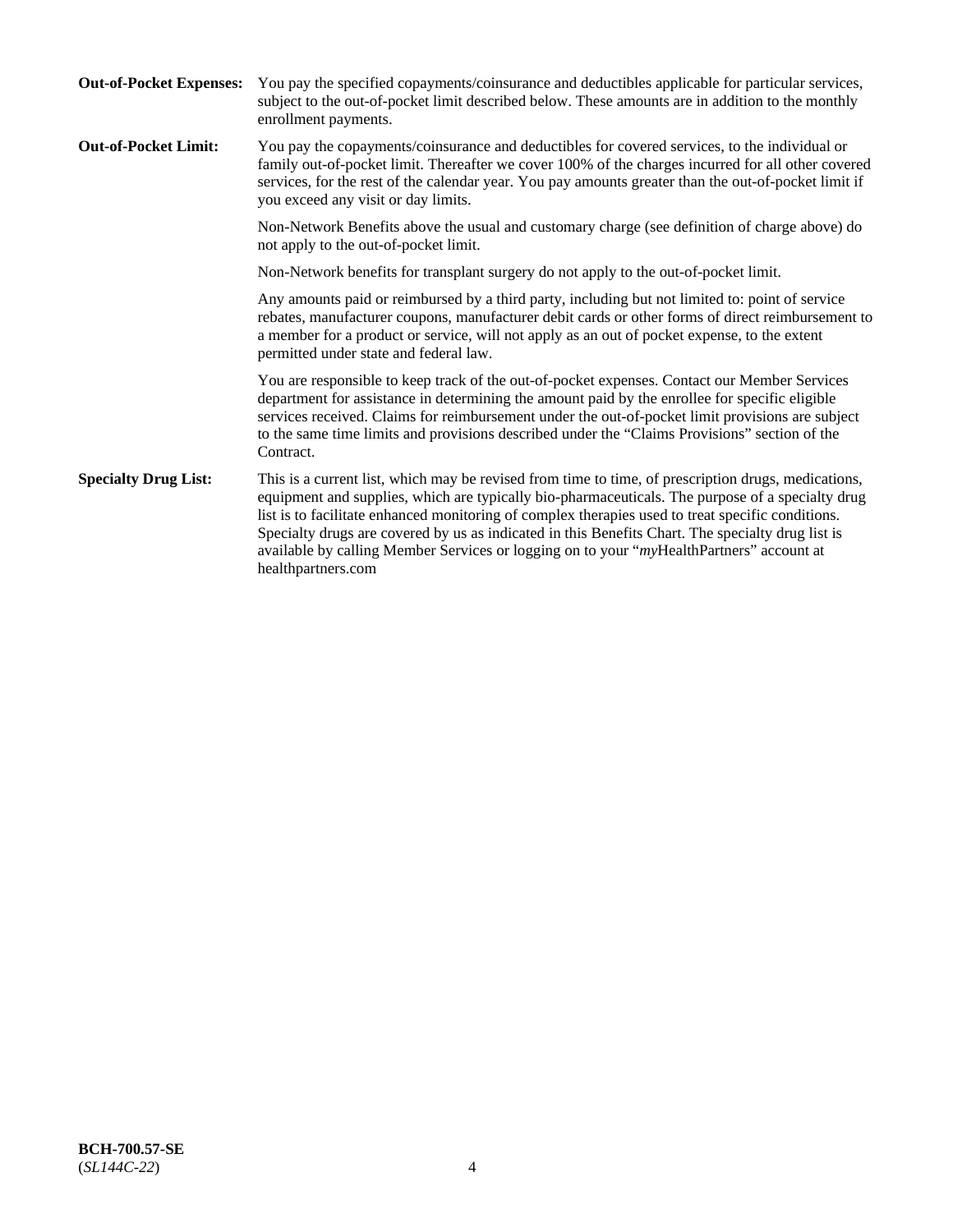**Out-of-Pocket Expenses:** You pay the specified copayments/coinsurance and deductibles applicable for particular services, subject to the out-of-pocket limit described below. These amounts are in addition to the monthly enrollment payments.

**Out-of-Pocket Limit:** You pay the copayments/coinsurance and deductibles for covered services, to the individual or family out-of-pocket limit. Thereafter we cover 100% of the charges incurred for all other covered services, for the rest of the calendar year. You pay amounts greater than the out-of-pocket limit if you exceed any visit or day limits.

Non-Network Benefits above the usual and customary charge (see definition of charge above) do not apply to the out-of-pocket limit.

Non-Network benefits for transplant surgery do not apply to the out-of-pocket limit.

Any amounts paid or reimbursed by a third party, including but not limited to: point of service rebates, manufacturer coupons, manufacturer debit cards or other forms of direct reimbursement to a member for a product or service, will not apply as an out of pocket expense, to the extent permitted under state and federal law.

You are responsible to keep track of the out-of-pocket expenses. Contact our Member Services department for assistance in determining the amount paid by the enrollee for specific eligible services received. Claims for reimbursement under the out-of-pocket limit provisions are subject to the same time limits and provisions described under the "Claims Provisions" section of the Contract.

**Specialty Drug List:** This is a current list, which may be revised from time to time, of prescription drugs, medications, equipment and supplies, which are typically bio-pharmaceuticals. The purpose of a specialty drug list is to facilitate enhanced monitoring of complex therapies used to treat specific conditions. Specialty drugs are covered by us as indicated in this Benefits Chart. The specialty drug list is available by calling Member Services or logging on to your "*my*HealthPartners" account at healthpartners.com

**BCH-700.57-SE**
(*SL144C-22*)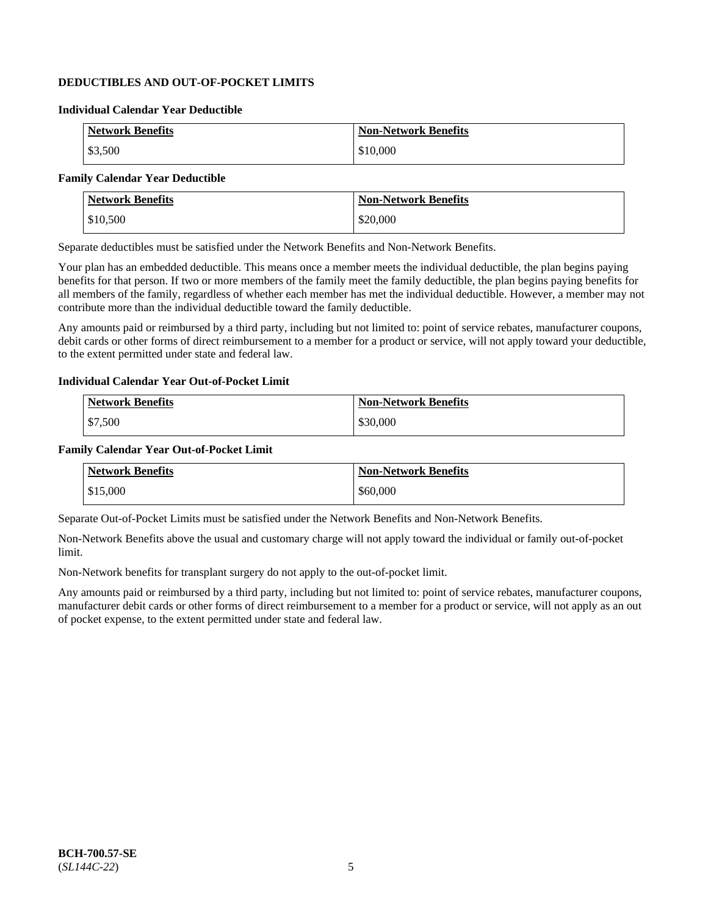## DEDUCTIBLES AND OUT-OF-POCKET LIMITS

### Individual Calendar Year Deductible

| Network Benefits | Non-Network Benefits |
|---|---|
| $3,500 | $10,000 |

### Family Calendar Year Deductible

| Network Benefits | Non-Network Benefits |
|---|---|
| $10,500 | $20,000 |

Separate deductibles must be satisfied under the Network Benefits and Non-Network Benefits.

Your plan has an embedded deductible. This means once a member meets the individual deductible, the plan begins paying benefits for that person. If two or more members of the family meet the family deductible, the plan begins paying benefits for all members of the family, regardless of whether each member has met the individual deductible. However, a member may not contribute more than the individual deductible toward the family deductible.

Any amounts paid or reimbursed by a third party, including but not limited to: point of service rebates, manufacturer coupons, debit cards or other forms of direct reimbursement to a member for a product or service, will not apply toward your deductible, to the extent permitted under state and federal law.

### Individual Calendar Year Out-of-Pocket Limit

| Network Benefits | Non-Network Benefits |
|---|---|
| $7,500 | $30,000 |

### Family Calendar Year Out-of-Pocket Limit

| Network Benefits | Non-Network Benefits |
|---|---|
| $15,000 | $60,000 |

Separate Out-of-Pocket Limits must be satisfied under the Network Benefits and Non-Network Benefits.

Non-Network Benefits above the usual and customary charge will not apply toward the individual or family out-of-pocket limit.

Non-Network benefits for transplant surgery do not apply to the out-of-pocket limit.

Any amounts paid or reimbursed by a third party, including but not limited to: point of service rebates, manufacturer coupons, manufacturer debit cards or other forms of direct reimbursement to a member for a product or service, will not apply as an out of pocket expense, to the extent permitted under state and federal law.

**BCH-700.57-SE**
(*SL144C-22*)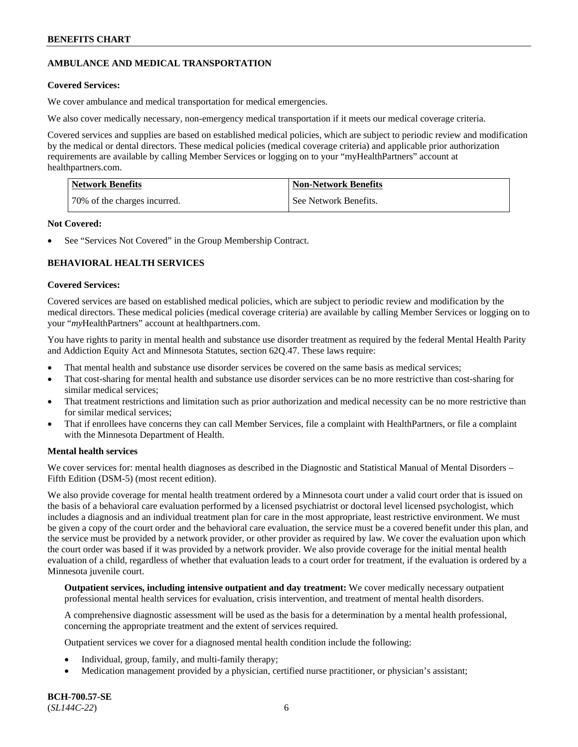## AMBULANCE AND MEDICAL TRANSPORTATION

**Covered Services:**

We cover ambulance and medical transportation for medical emergencies.

We also cover medically necessary, non-emergency medical transportation if it meets our medical coverage criteria.

Covered services and supplies are based on established medical policies, which are subject to periodic review and modification by the medical or dental directors. These medical policies (medical coverage criteria) and applicable prior authorization requirements are available by calling Member Services or logging on to your "myHealthPartners" account at healthpartners.com.

| Network Benefits | Non-Network Benefits |
| --- | --- |
| 70% of the charges incurred. | See Network Benefits. |

**Not Covered:**

- See "Services Not Covered" in the Group Membership Contract.

## BEHAVIORAL HEALTH SERVICES

**Covered Services:**

Covered services are based on established medical policies, which are subject to periodic review and modification by the medical directors. These medical policies (medical coverage criteria) are available by calling Member Services or logging on to your "*my*HealthPartners" account at healthpartners.com.

You have rights to parity in mental health and substance use disorder treatment as required by the federal Mental Health Parity and Addiction Equity Act and Minnesota Statutes, section 62Q.47. These laws require:

- That mental health and substance use disorder services be covered on the same basis as medical services;
- That cost-sharing for mental health and substance use disorder services can be no more restrictive than cost-sharing for similar medical services;
- That treatment restrictions and limitation such as prior authorization and medical necessity can be no more restrictive than for similar medical services;
- That if enrollees have concerns they can call Member Services, file a complaint with HealthPartners, or file a complaint with the Minnesota Department of Health.

**Mental health services**

We cover services for: mental health diagnoses as described in the Diagnostic and Statistical Manual of Mental Disorders – Fifth Edition (DSM-5) (most recent edition).

We also provide coverage for mental health treatment ordered by a Minnesota court under a valid court order that is issued on the basis of a behavioral care evaluation performed by a licensed psychiatrist or doctoral level licensed psychologist, which includes a diagnosis and an individual treatment plan for care in the most appropriate, least restrictive environment. We must be given a copy of the court order and the behavioral care evaluation, the service must be a covered benefit under this plan, and the service must be provided by a network provider, or other provider as required by law. We cover the evaluation upon which the court order was based if it was provided by a network provider. We also provide coverage for the initial mental health evaluation of a child, regardless of whether that evaluation leads to a court order for treatment, if the evaluation is ordered by a Minnesota juvenile court.

**Outpatient services, including intensive outpatient and day treatment:** We cover medically necessary outpatient professional mental health services for evaluation, crisis intervention, and treatment of mental health disorders.

A comprehensive diagnostic assessment will be used as the basis for a determination by a mental health professional, concerning the appropriate treatment and the extent of services required.

Outpatient services we cover for a diagnosed mental health condition include the following:

- Individual, group, family, and multi-family therapy;
- Medication management provided by a physician, certified nurse practitioner, or physician's assistant;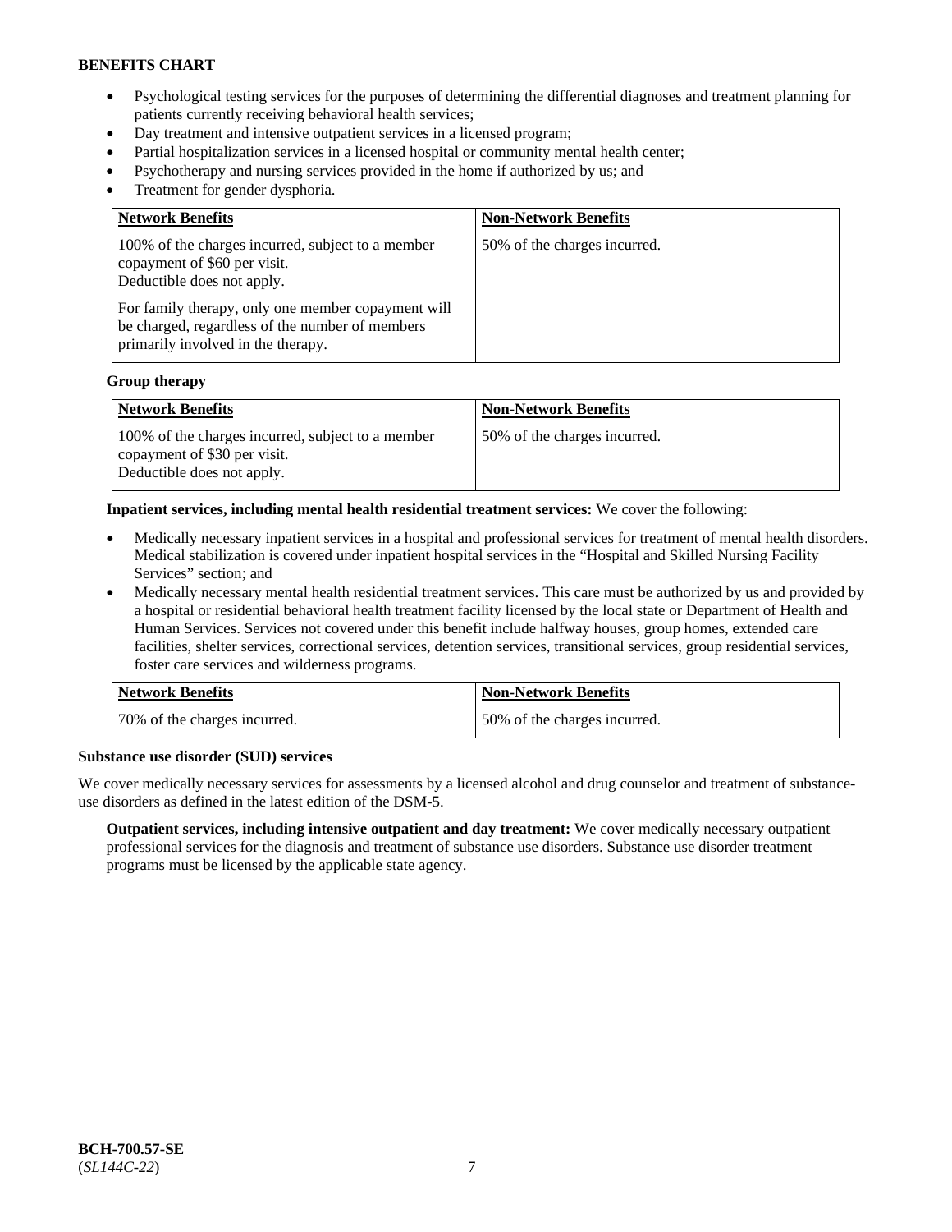- Psychological testing services for the purposes of determining the differential diagnoses and treatment planning for patients currently receiving behavioral health services;
- Day treatment and intensive outpatient services in a licensed program;
- Partial hospitalization services in a licensed hospital or community mental health center;
- Psychotherapy and nursing services provided in the home if authorized by us; and
- Treatment for gender dysphoria.

| Network Benefits | Non-Network Benefits |
|---|---|
| 100% of the charges incurred, subject to a member copayment of $60 per visit. Deductible does not apply.<br><br>For family therapy, only one member copayment will be charged, regardless of the number of members primarily involved in the therapy. | 50% of the charges incurred. |

**Group therapy**

| Network Benefits | Non-Network Benefits |
|---|---|
| 100% of the charges incurred, subject to a member copayment of $30 per visit. Deductible does not apply. | 50% of the charges incurred. |

**Inpatient services, including mental health residential treatment services:** We cover the following:

- Medically necessary inpatient services in a hospital and professional services for treatment of mental health disorders. Medical stabilization is covered under inpatient hospital services in the "Hospital and Skilled Nursing Facility Services" section; and
- Medically necessary mental health residential treatment services. This care must be authorized by us and provided by a hospital or residential behavioral health treatment facility licensed by the local state or Department of Health and Human Services. Services not covered under this benefit include halfway houses, group homes, extended care facilities, shelter services, correctional services, detention services, transitional services, group residential services, foster care services and wilderness programs.

| Network Benefits | Non-Network Benefits |
|---|---|
| 70% of the charges incurred. | 50% of the charges incurred. |

**Substance use disorder (SUD) services**

We cover medically necessary services for assessments by a licensed alcohol and drug counselor and treatment of substance-use disorders as defined in the latest edition of the DSM-5.

**Outpatient services, including intensive outpatient and day treatment:** We cover medically necessary outpatient professional services for the diagnosis and treatment of substance use disorders. Substance use disorder treatment programs must be licensed by the applicable state agency.

BCH-700.57-SE
(*SL144C-22*)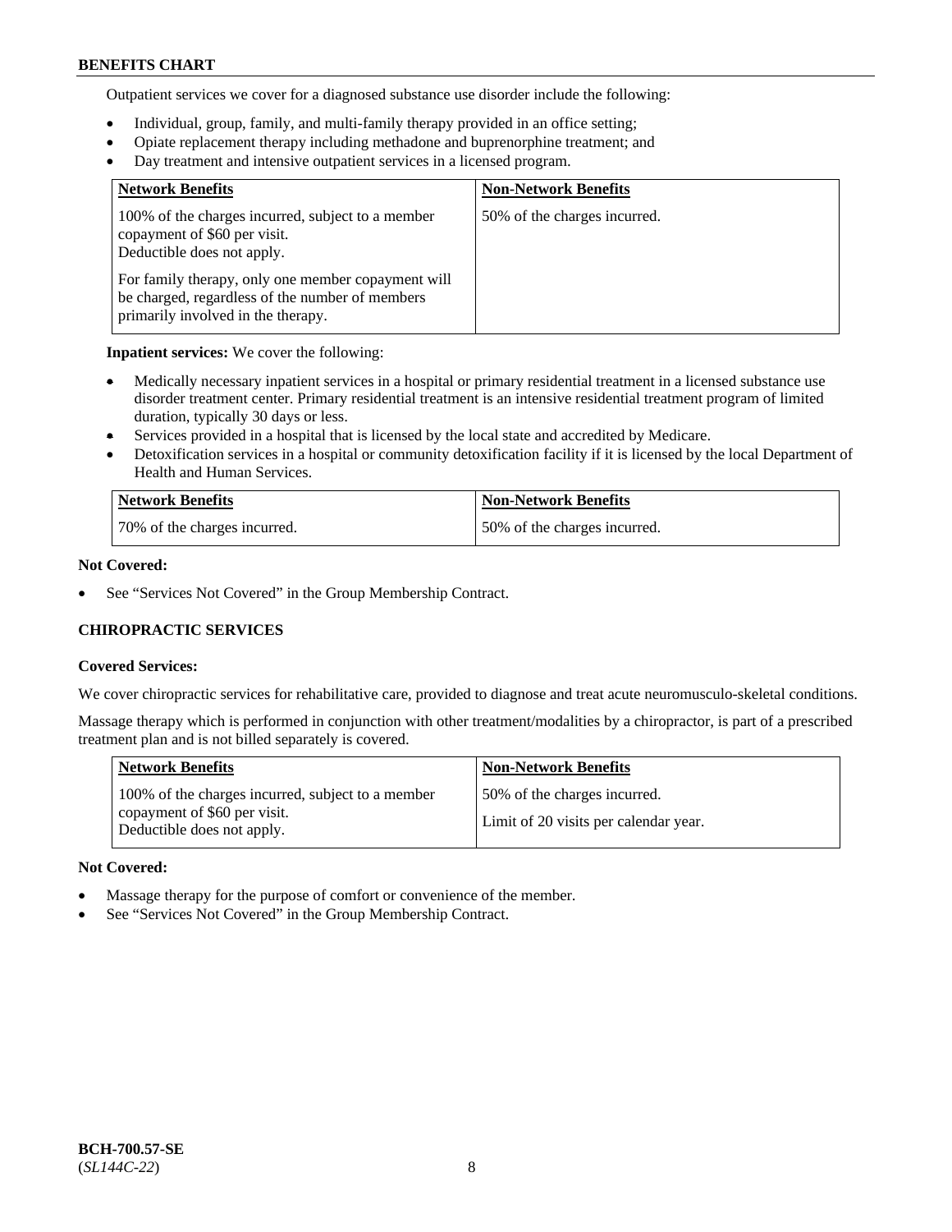Outpatient services we cover for a diagnosed substance use disorder include the following:

- Individual, group, family, and multi-family therapy provided in an office setting;
- Opiate replacement therapy including methadone and buprenorphine treatment; and
- Day treatment and intensive outpatient services in a licensed program.

| Network Benefits | Non-Network Benefits |
|---|---|
| 100% of the charges incurred, subject to a member copayment of $60 per visit. Deductible does not apply. For family therapy, only one member copayment will be charged, regardless of the number of members primarily involved in the therapy. | 50% of the charges incurred. |

**Inpatient services:** We cover the following:

- Medically necessary inpatient services in a hospital or primary residential treatment in a licensed substance use disorder treatment center. Primary residential treatment is an intensive residential treatment program of limited duration, typically 30 days or less.
- Services provided in a hospital that is licensed by the local state and accredited by Medicare.
- Detoxification services in a hospital or community detoxification facility if it is licensed by the local Department of Health and Human Services.

| Network Benefits | Non-Network Benefits |
|---|---|
| 70% of the charges incurred. | 50% of the charges incurred. |

**Not Covered:**

- See "Services Not Covered" in the Group Membership Contract.

### CHIROPRACTIC SERVICES

**Covered Services:**

We cover chiropractic services for rehabilitative care, provided to diagnose and treat acute neuromusculo-skeletal conditions.

Massage therapy which is performed in conjunction with other treatment/modalities by a chiropractor, is part of a prescribed treatment plan and is not billed separately is covered.

| Network Benefits | Non-Network Benefits |
|---|---|
| 100% of the charges incurred, subject to a member copayment of $60 per visit. Deductible does not apply. | 50% of the charges incurred. Limit of 20 visits per calendar year. |

**Not Covered:**

- Massage therapy for the purpose of comfort or convenience of the member.
- See "Services Not Covered" in the Group Membership Contract.

**BCH-700.57-SE**
(*SL144C-22*)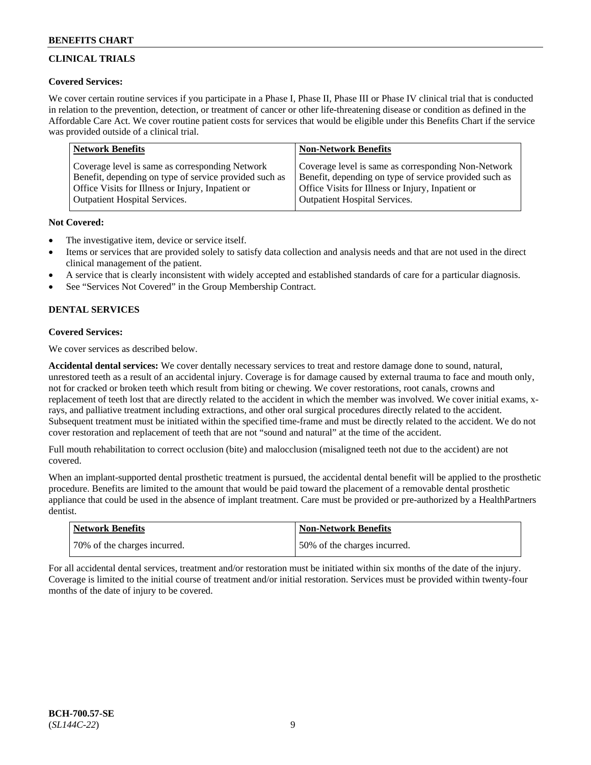## CLINICAL TRIALS

**Covered Services:**

We cover certain routine services if you participate in a Phase I, Phase II, Phase III or Phase IV clinical trial that is conducted in relation to the prevention, detection, or treatment of cancer or other life-threatening disease or condition as defined in the Affordable Care Act. We cover routine patient costs for services that would be eligible under this Benefits Chart if the service was provided outside of a clinical trial.

| Network Benefits | Non-Network Benefits |
| --- | --- |
| Coverage level is same as corresponding Network Benefit, depending on type of service provided such as Office Visits for Illness or Injury, Inpatient or Outpatient Hospital Services. | Coverage level is same as corresponding Non-Network Benefit, depending on type of service provided such as Office Visits for Illness or Injury, Inpatient or Outpatient Hospital Services. |

**Not Covered:**

- The investigative item, device or service itself.
- Items or services that are provided solely to satisfy data collection and analysis needs and that are not used in the direct clinical management of the patient.
- A service that is clearly inconsistent with widely accepted and established standards of care for a particular diagnosis.
- See "Services Not Covered" in the Group Membership Contract.

## DENTAL SERVICES

**Covered Services:**

We cover services as described below.

**Accidental dental services:** We cover dentally necessary services to treat and restore damage done to sound, natural, unrestored teeth as a result of an accidental injury. Coverage is for damage caused by external trauma to face and mouth only, not for cracked or broken teeth which result from biting or chewing. We cover restorations, root canals, crowns and replacement of teeth lost that are directly related to the accident in which the member was involved. We cover initial exams, x-rays, and palliative treatment including extractions, and other oral surgical procedures directly related to the accident. Subsequent treatment must be initiated within the specified time-frame and must be directly related to the accident. We do not cover restoration and replacement of teeth that are not "sound and natural" at the time of the accident.

Full mouth rehabilitation to correct occlusion (bite) and malocclusion (misaligned teeth not due to the accident) are not covered.

When an implant-supported dental prosthetic treatment is pursued, the accidental dental benefit will be applied to the prosthetic procedure. Benefits are limited to the amount that would be paid toward the placement of a removable dental prosthetic appliance that could be used in the absence of implant treatment. Care must be provided or pre-authorized by a HealthPartners dentist.

| Network Benefits | Non-Network Benefits |
| --- | --- |
| 70% of the charges incurred. | 50% of the charges incurred. |

For all accidental dental services, treatment and/or restoration must be initiated within six months of the date of the injury. Coverage is limited to the initial course of treatment and/or initial restoration. Services must be provided within twenty-four months of the date of injury to be covered.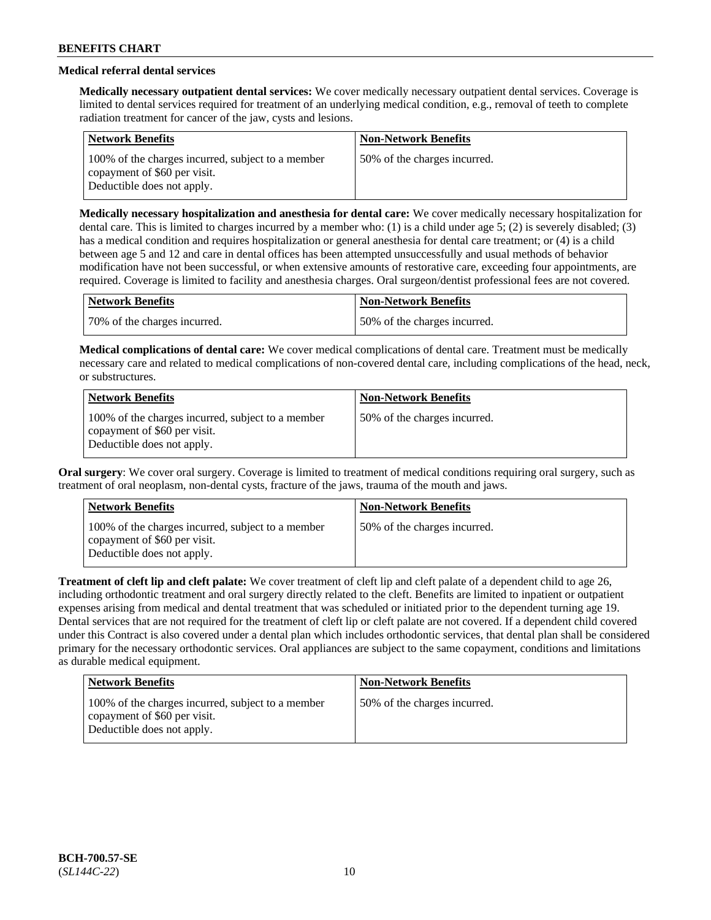### Medical referral dental services

**Medically necessary outpatient dental services:** We cover medically necessary outpatient dental services. Coverage is limited to dental services required for treatment of an underlying medical condition, e.g., removal of teeth to complete radiation treatment for cancer of the jaw, cysts and lesions.

| Network Benefits | Non-Network Benefits |
|---|---|
| 100% of the charges incurred, subject to a member copayment of $60 per visit. Deductible does not apply. | 50% of the charges incurred. |

**Medically necessary hospitalization and anesthesia for dental care:** We cover medically necessary hospitalization for dental care. This is limited to charges incurred by a member who: (1) is a child under age 5; (2) is severely disabled; (3) has a medical condition and requires hospitalization or general anesthesia for dental care treatment; or (4) is a child between age 5 and 12 and care in dental offices has been attempted unsuccessfully and usual methods of behavior modification have not been successful, or when extensive amounts of restorative care, exceeding four appointments, are required. Coverage is limited to facility and anesthesia charges. Oral surgeon/dentist professional fees are not covered.

| Network Benefits | Non-Network Benefits |
|---|---|
| 70% of the charges incurred. | 50% of the charges incurred. |

**Medical complications of dental care:** We cover medical complications of dental care. Treatment must be medically necessary care and related to medical complications of non-covered dental care, including complications of the head, neck, or substructures.

| Network Benefits | Non-Network Benefits |
|---|---|
| 100% of the charges incurred, subject to a member copayment of $60 per visit. Deductible does not apply. | 50% of the charges incurred. |

**Oral surgery**: We cover oral surgery. Coverage is limited to treatment of medical conditions requiring oral surgery, such as treatment of oral neoplasm, non-dental cysts, fracture of the jaws, trauma of the mouth and jaws.

| Network Benefits | Non-Network Benefits |
|---|---|
| 100% of the charges incurred, subject to a member copayment of $60 per visit. Deductible does not apply. | 50% of the charges incurred. |

**Treatment of cleft lip and cleft palate:** We cover treatment of cleft lip and cleft palate of a dependent child to age 26, including orthodontic treatment and oral surgery directly related to the cleft. Benefits are limited to inpatient or outpatient expenses arising from medical and dental treatment that was scheduled or initiated prior to the dependent turning age 19. Dental services that are not required for the treatment of cleft lip or cleft palate are not covered. If a dependent child covered under this Contract is also covered under a dental plan which includes orthodontic services, that dental plan shall be considered primary for the necessary orthodontic services. Oral appliances are subject to the same copayment, conditions and limitations as durable medical equipment.

| Network Benefits | Non-Network Benefits |
|---|---|
| 100% of the charges incurred, subject to a member copayment of $60 per visit. Deductible does not apply. | 50% of the charges incurred. |

**BCH-700.57-SE**
(*SL144C-22*)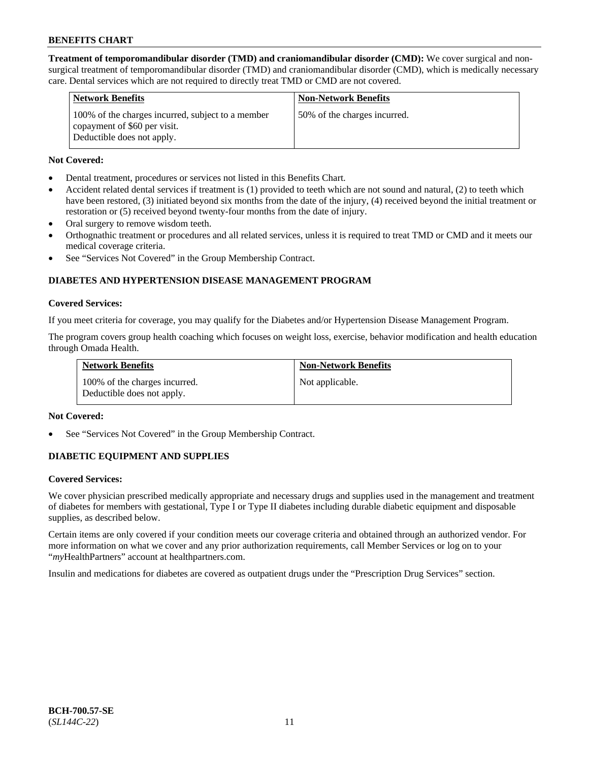**Treatment of temporomandibular disorder (TMD) and craniomandibular disorder (CMD):** We cover surgical and non-surgical treatment of temporomandibular disorder (TMD) and craniomandibular disorder (CMD), which is medically necessary care. Dental services which are not required to directly treat TMD or CMD are not covered.

| Network Benefits | Non-Network Benefits |
|---|---|
| 100% of the charges incurred, subject to a member copayment of $60 per visit. Deductible does not apply. | 50% of the charges incurred. |

**Not Covered:**

- Dental treatment, procedures or services not listed in this Benefits Chart.
- Accident related dental services if treatment is (1) provided to teeth which are not sound and natural, (2) to teeth which have been restored, (3) initiated beyond six months from the date of the injury, (4) received beyond the initial treatment or restoration or (5) received beyond twenty-four months from the date of injury.
- Oral surgery to remove wisdom teeth.
- Orthognathic treatment or procedures and all related services, unless it is required to treat TMD or CMD and it meets our medical coverage criteria.
- See "Services Not Covered" in the Group Membership Contract.

## DIABETES AND HYPERTENSION DISEASE MANAGEMENT PROGRAM

**Covered Services:**

If you meet criteria for coverage, you may qualify for the Diabetes and/or Hypertension Disease Management Program.

The program covers group health coaching which focuses on weight loss, exercise, behavior modification and health education through Omada Health.

| Network Benefits | Non-Network Benefits |
|---|---|
| 100% of the charges incurred. Deductible does not apply. | Not applicable. |

**Not Covered:**

- See "Services Not Covered" in the Group Membership Contract.

## DIABETIC EQUIPMENT AND SUPPLIES

**Covered Services:**

We cover physician prescribed medically appropriate and necessary drugs and supplies used in the management and treatment of diabetes for members with gestational, Type I or Type II diabetes including durable diabetic equipment and disposable supplies, as described below.

Certain items are only covered if your condition meets our coverage criteria and obtained through an authorized vendor. For more information on what we cover and any prior authorization requirements, call Member Services or log on to your "*my*HealthPartners" account at healthpartners.com.

Insulin and medications for diabetes are covered as outpatient drugs under the "Prescription Drug Services" section.

**BCH-700.57-SE**
(*SL144C-22*)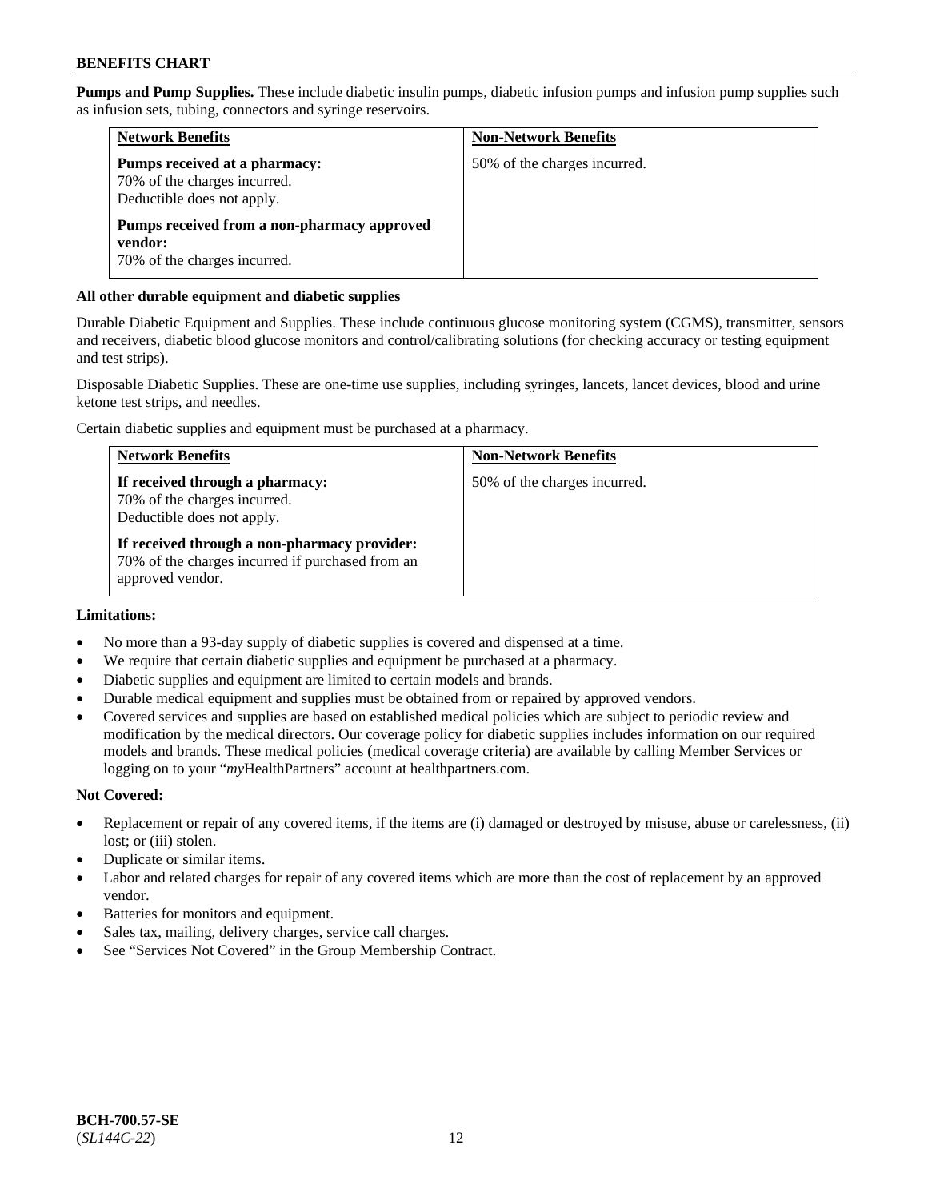**Pumps and Pump Supplies.** These include diabetic insulin pumps, diabetic infusion pumps and infusion pump supplies such as infusion sets, tubing, connectors and syringe reservoirs.

| Network Benefits | Non-Network Benefits |
|---|---|
| **Pumps received at a pharmacy:**<br>70% of the charges incurred.<br>Deductible does not apply.<br><br>**Pumps received from a non-pharmacy approved vendor:**<br>70% of the charges incurred. | 50% of the charges incurred. |

**All other durable equipment and diabetic supplies**

Durable Diabetic Equipment and Supplies. These include continuous glucose monitoring system (CGMS), transmitter, sensors and receivers, diabetic blood glucose monitors and control/calibrating solutions (for checking accuracy or testing equipment and test strips).

Disposable Diabetic Supplies. These are one-time use supplies, including syringes, lancets, lancet devices, blood and urine ketone test strips, and needles.

Certain diabetic supplies and equipment must be purchased at a pharmacy.

| Network Benefits | Non-Network Benefits |
|---|---|
| **If received through a pharmacy:**<br>70% of the charges incurred.<br>Deductible does not apply.<br><br>**If received through a non-pharmacy provider:**<br>70% of the charges incurred if purchased from an approved vendor. | 50% of the charges incurred. |

**Limitations:**

- No more than a 93-day supply of diabetic supplies is covered and dispensed at a time.
- We require that certain diabetic supplies and equipment be purchased at a pharmacy.
- Diabetic supplies and equipment are limited to certain models and brands.
- Durable medical equipment and supplies must be obtained from or repaired by approved vendors.
- Covered services and supplies are based on established medical policies which are subject to periodic review and modification by the medical directors. Our coverage policy for diabetic supplies includes information on our required models and brands. These medical policies (medical coverage criteria) are available by calling Member Services or logging on to your "*my*HealthPartners" account at healthpartners.com.

**Not Covered:**

- Replacement or repair of any covered items, if the items are (i) damaged or destroyed by misuse, abuse or carelessness, (ii) lost; or (iii) stolen.
- Duplicate or similar items.
- Labor and related charges for repair of any covered items which are more than the cost of replacement by an approved vendor.
- Batteries for monitors and equipment.
- Sales tax, mailing, delivery charges, service call charges.
- See "Services Not Covered" in the Group Membership Contract.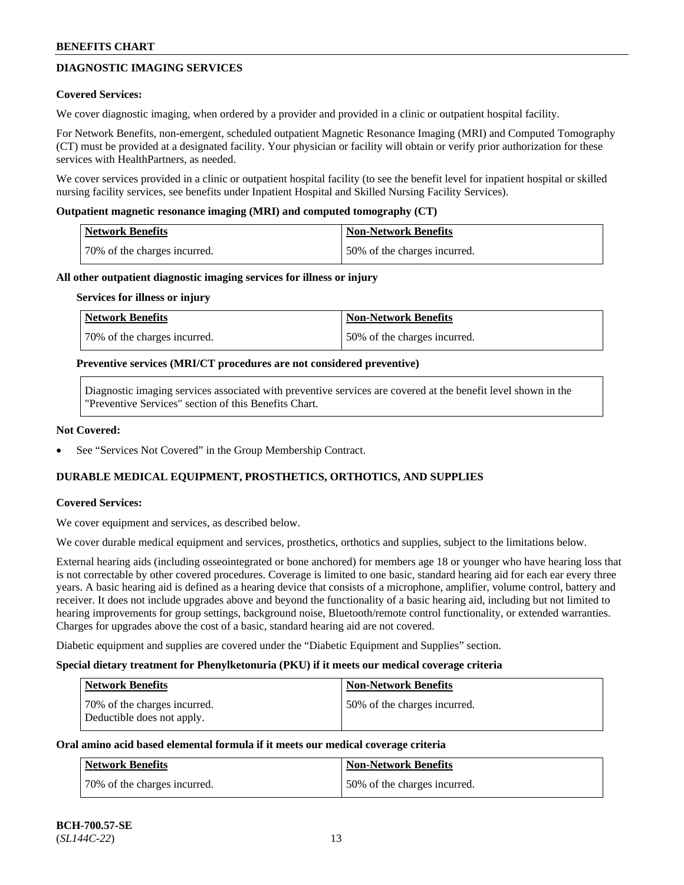## DIAGNOSTIC IMAGING SERVICES

**Covered Services:**

We cover diagnostic imaging, when ordered by a provider and provided in a clinic or outpatient hospital facility.

For Network Benefits, non-emergent, scheduled outpatient Magnetic Resonance Imaging (MRI) and Computed Tomography (CT) must be provided at a designated facility. Your physician or facility will obtain or verify prior authorization for these services with HealthPartners, as needed.

We cover services provided in a clinic or outpatient hospital facility (to see the benefit level for inpatient hospital or skilled nursing facility services, see benefits under Inpatient Hospital and Skilled Nursing Facility Services).

**Outpatient magnetic resonance imaging (MRI) and computed tomography (CT)**

| Network Benefits | Non-Network Benefits |
|---|---|
| 70% of the charges incurred. | 50% of the charges incurred. |

**All other outpatient diagnostic imaging services for illness or injury**

**Services for illness or injury**

| Network Benefits | Non-Network Benefits |
|---|---|
| 70% of the charges incurred. | 50% of the charges incurred. |

**Preventive services (MRI/CT procedures are not considered preventive)**

| Diagnostic imaging services associated with preventive services are covered at the benefit level shown in the "Preventive Services" section of this Benefits Chart. |
|---|

**Not Covered:**

- See "Services Not Covered" in the Group Membership Contract.

## DURABLE MEDICAL EQUIPMENT, PROSTHETICS, ORTHOTICS, AND SUPPLIES

**Covered Services:**

We cover equipment and services, as described below.

We cover durable medical equipment and services, prosthetics, orthotics and supplies, subject to the limitations below.

External hearing aids (including osseointegrated or bone anchored) for members age 18 or younger who have hearing loss that is not correctable by other covered procedures. Coverage is limited to one basic, standard hearing aid for each ear every three years. A basic hearing aid is defined as a hearing device that consists of a microphone, amplifier, volume control, battery and receiver. It does not include upgrades above and beyond the functionality of a basic hearing aid, including but not limited to hearing improvements for group settings, background noise, Bluetooth/remote control functionality, or extended warranties. Charges for upgrades above the cost of a basic, standard hearing aid are not covered.

Diabetic equipment and supplies are covered under the "Diabetic Equipment and Supplies" section.

**Special dietary treatment for Phenylketonuria (PKU) if it meets our medical coverage criteria**

| Network Benefits | Non-Network Benefits |
|---|---|
| 70% of the charges incurred. Deductible does not apply. | 50% of the charges incurred. |

**Oral amino acid based elemental formula if it meets our medical coverage criteria**

| Network Benefits | Non-Network Benefits |
|---|---|
| 70% of the charges incurred. | 50% of the charges incurred. |

BCH-700.57-SE
(*SL144C-22*)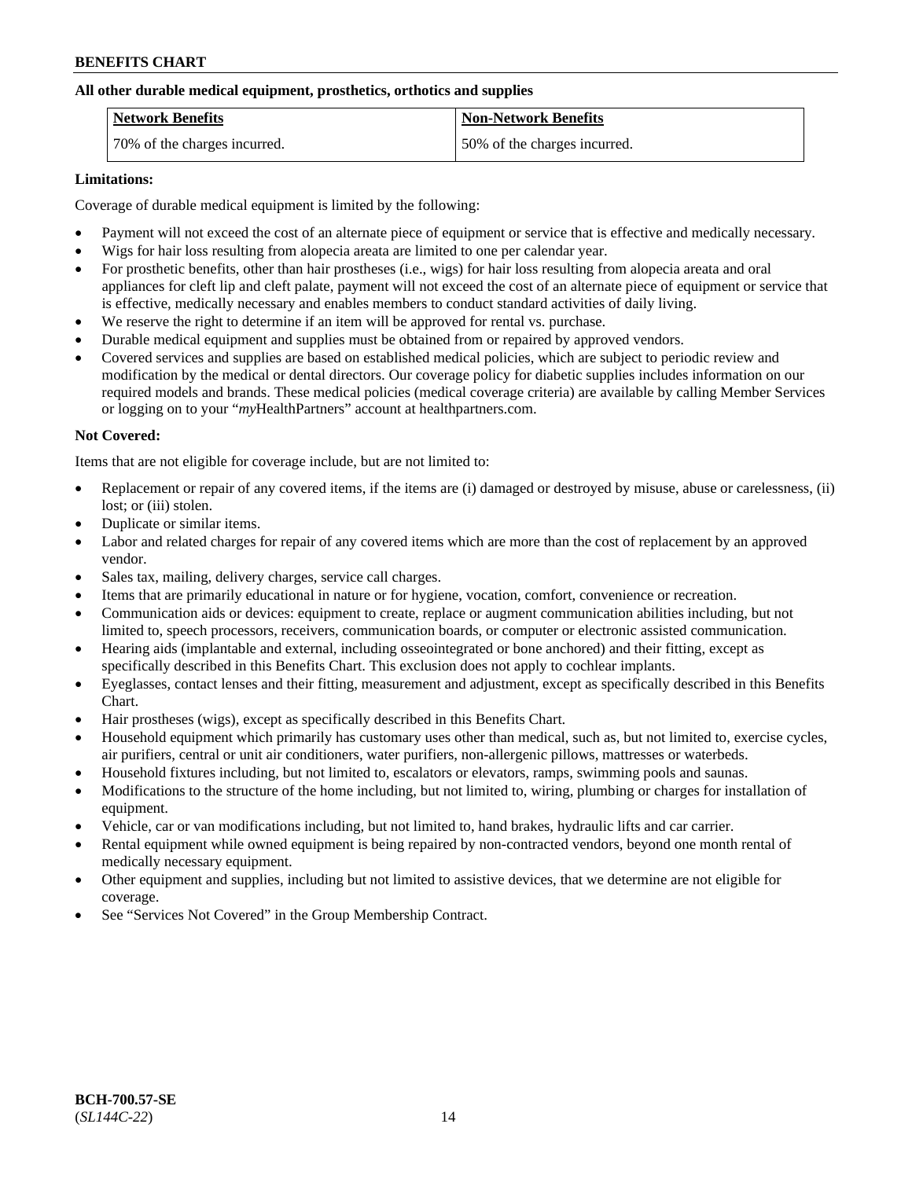**All other durable medical equipment, prosthetics, orthotics and supplies**

| Network Benefits | Non-Network Benefits |
| --- | --- |
| 70% of the charges incurred. | 50% of the charges incurred. |

**Limitations:**

Coverage of durable medical equipment is limited by the following:

- Payment will not exceed the cost of an alternate piece of equipment or service that is effective and medically necessary.
- Wigs for hair loss resulting from alopecia areata are limited to one per calendar year.
- For prosthetic benefits, other than hair prostheses (i.e., wigs) for hair loss resulting from alopecia areata and oral appliances for cleft lip and cleft palate, payment will not exceed the cost of an alternate piece of equipment or service that is effective, medically necessary and enables members to conduct standard activities of daily living.
- We reserve the right to determine if an item will be approved for rental vs. purchase.
- Durable medical equipment and supplies must be obtained from or repaired by approved vendors.
- Covered services and supplies are based on established medical policies, which are subject to periodic review and modification by the medical or dental directors. Our coverage policy for diabetic supplies includes information on our required models and brands. These medical policies (medical coverage criteria) are available by calling Member Services or logging on to your "*my*HealthPartners" account at healthpartners.com.

**Not Covered:**

Items that are not eligible for coverage include, but are not limited to:

- Replacement or repair of any covered items, if the items are (i) damaged or destroyed by misuse, abuse or carelessness, (ii) lost; or (iii) stolen.
- Duplicate or similar items.
- Labor and related charges for repair of any covered items which are more than the cost of replacement by an approved vendor.
- Sales tax, mailing, delivery charges, service call charges.
- Items that are primarily educational in nature or for hygiene, vocation, comfort, convenience or recreation.
- Communication aids or devices: equipment to create, replace or augment communication abilities including, but not limited to, speech processors, receivers, communication boards, or computer or electronic assisted communication.
- Hearing aids (implantable and external, including osseointegrated or bone anchored) and their fitting, except as specifically described in this Benefits Chart. This exclusion does not apply to cochlear implants.
- Eyeglasses, contact lenses and their fitting, measurement and adjustment, except as specifically described in this Benefits Chart.
- Hair prostheses (wigs), except as specifically described in this Benefits Chart.
- Household equipment which primarily has customary uses other than medical, such as, but not limited to, exercise cycles, air purifiers, central or unit air conditioners, water purifiers, non-allergenic pillows, mattresses or waterbeds.
- Household fixtures including, but not limited to, escalators or elevators, ramps, swimming pools and saunas.
- Modifications to the structure of the home including, but not limited to, wiring, plumbing or charges for installation of equipment.
- Vehicle, car or van modifications including, but not limited to, hand brakes, hydraulic lifts and car carrier.
- Rental equipment while owned equipment is being repaired by non-contracted vendors, beyond one month rental of medically necessary equipment.
- Other equipment and supplies, including but not limited to assistive devices, that we determine are not eligible for coverage.
- See "Services Not Covered" in the Group Membership Contract.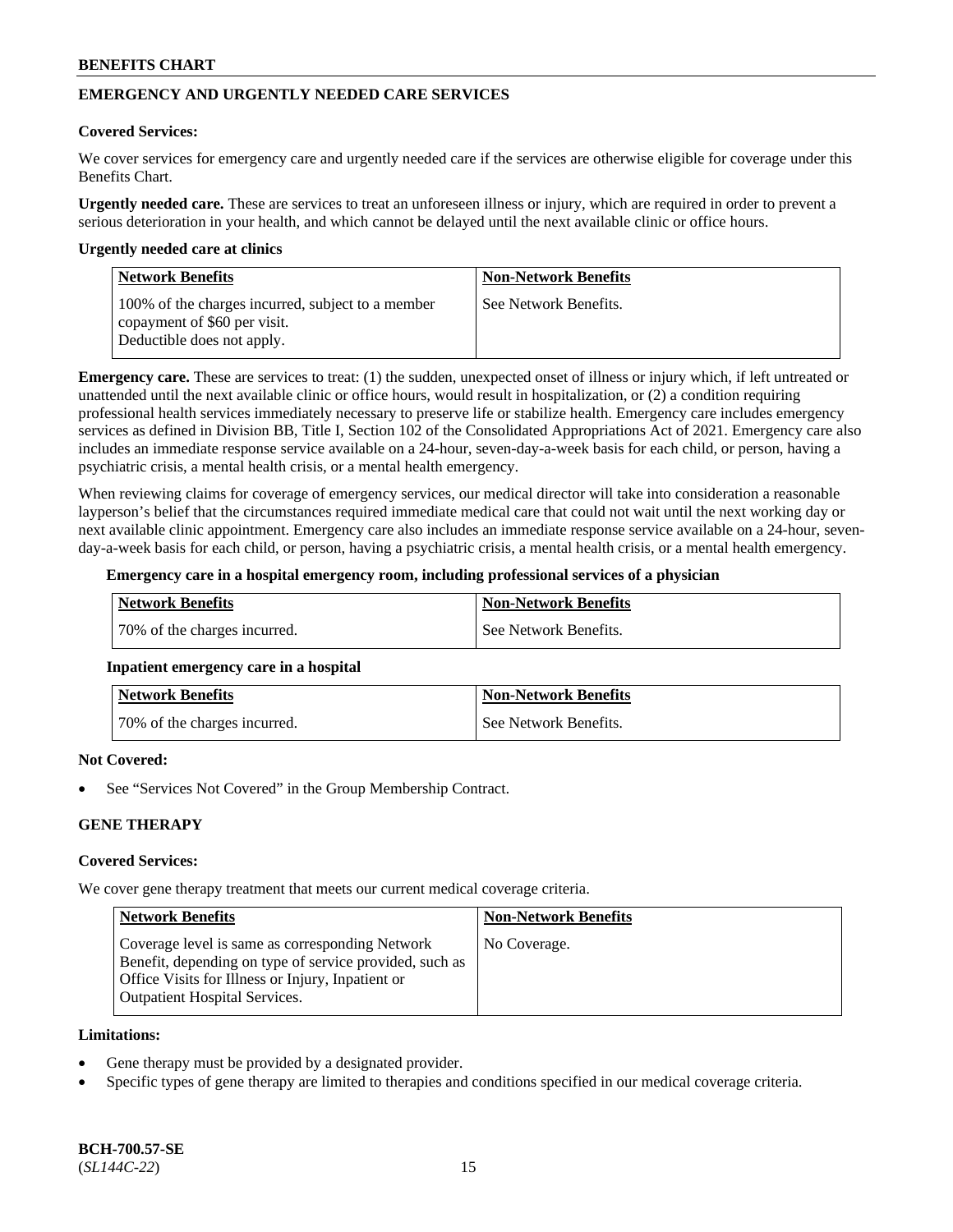## EMERGENCY AND URGENTLY NEEDED CARE SERVICES

**Covered Services:**

We cover services for emergency care and urgently needed care if the services are otherwise eligible for coverage under this Benefits Chart.

**Urgently needed care.** These are services to treat an unforeseen illness or injury, which are required in order to prevent a serious deterioration in your health, and which cannot be delayed until the next available clinic or office hours.

**Urgently needed care at clinics**

| Network Benefits | Non-Network Benefits |
|---|---|
| 100% of the charges incurred, subject to a member copayment of $60 per visit. Deductible does not apply. | See Network Benefits. |

**Emergency care.** These are services to treat: (1) the sudden, unexpected onset of illness or injury which, if left untreated or unattended until the next available clinic or office hours, would result in hospitalization, or (2) a condition requiring professional health services immediately necessary to preserve life or stabilize health. Emergency care includes emergency services as defined in Division BB, Title I, Section 102 of the Consolidated Appropriations Act of 2021. Emergency care also includes an immediate response service available on a 24-hour, seven-day-a-week basis for each child, or person, having a psychiatric crisis, a mental health crisis, or a mental health emergency.

When reviewing claims for coverage of emergency services, our medical director will take into consideration a reasonable layperson's belief that the circumstances required immediate medical care that could not wait until the next working day or next available clinic appointment. Emergency care also includes an immediate response service available on a 24-hour, seven-day-a-week basis for each child, or person, having a psychiatric crisis, a mental health crisis, or a mental health emergency.

**Emergency care in a hospital emergency room, including professional services of a physician**

| Network Benefits | Non-Network Benefits |
|---|---|
| 70% of the charges incurred. | See Network Benefits. |

**Inpatient emergency care in a hospital**

| Network Benefits | Non-Network Benefits |
|---|---|
| 70% of the charges incurred. | See Network Benefits. |

**Not Covered:**

- See "Services Not Covered" in the Group Membership Contract.

## GENE THERAPY

**Covered Services:**

We cover gene therapy treatment that meets our current medical coverage criteria.

| Network Benefits | Non-Network Benefits |
|---|---|
| Coverage level is same as corresponding Network Benefit, depending on type of service provided, such as Office Visits for Illness or Injury, Inpatient or Outpatient Hospital Services. | No Coverage. |

**Limitations:**

- Gene therapy must be provided by a designated provider.
- Specific types of gene therapy are limited to therapies and conditions specified in our medical coverage criteria.

**BCH-700.57-SE**
(*SL144C-22*)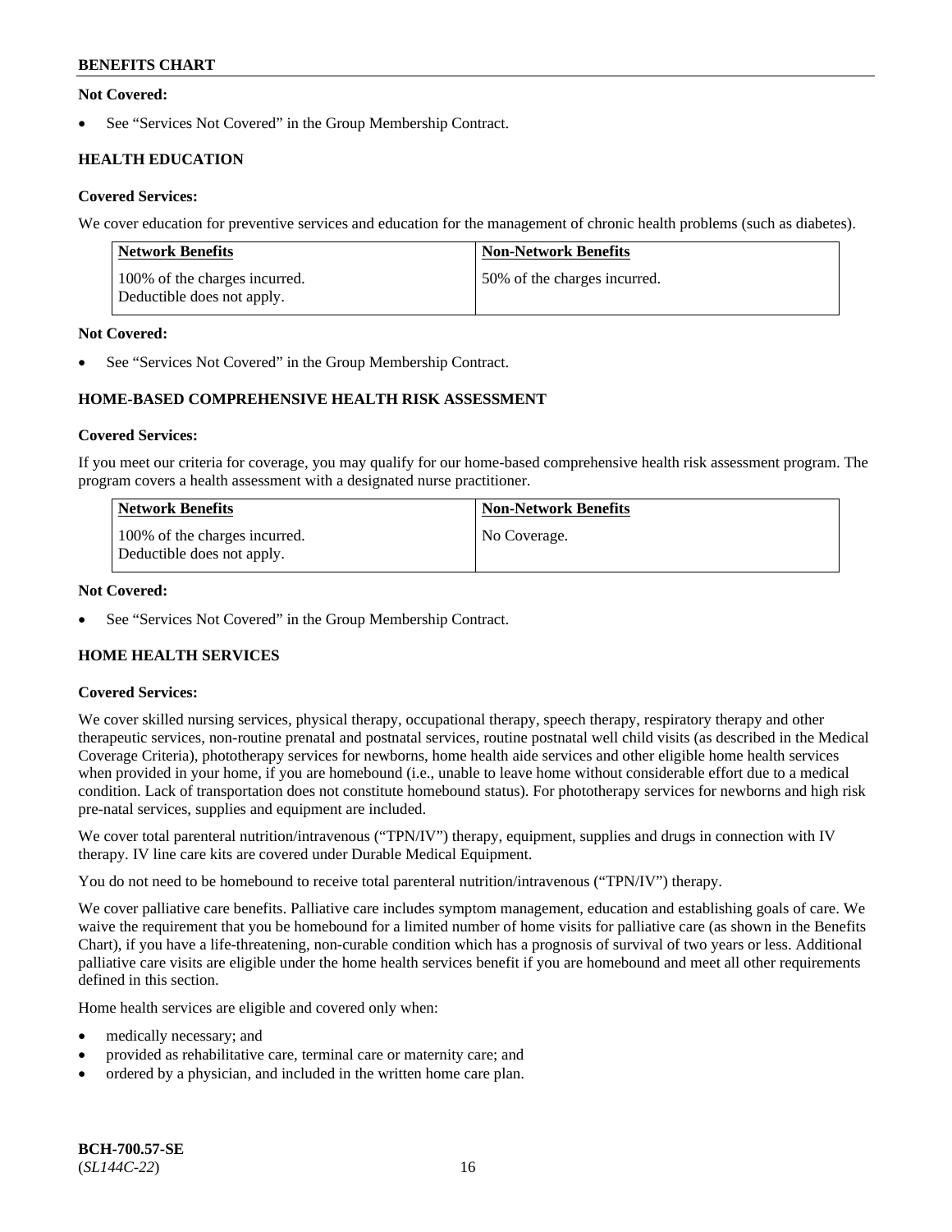**Not Covered:**

- See "Services Not Covered" in the Group Membership Contract.

### HEALTH EDUCATION

**Covered Services:**

We cover education for preventive services and education for the management of chronic health problems (such as diabetes).

| Network Benefits | Non-Network Benefits |
|---|---|
| 100% of the charges incurred. Deductible does not apply. | 50% of the charges incurred. |

**Not Covered:**

- See "Services Not Covered" in the Group Membership Contract.

### HOME-BASED COMPREHENSIVE HEALTH RISK ASSESSMENT

**Covered Services:**

If you meet our criteria for coverage, you may qualify for our home-based comprehensive health risk assessment program. The program covers a health assessment with a designated nurse practitioner.

| Network Benefits | Non-Network Benefits |
|---|---|
| 100% of the charges incurred. Deductible does not apply. | No Coverage. |

**Not Covered:**

- See "Services Not Covered" in the Group Membership Contract.

### HOME HEALTH SERVICES

**Covered Services:**

We cover skilled nursing services, physical therapy, occupational therapy, speech therapy, respiratory therapy and other therapeutic services, non-routine prenatal and postnatal services, routine postnatal well child visits (as described in the Medical Coverage Criteria), phototherapy services for newborns, home health aide services and other eligible home health services when provided in your home, if you are homebound (i.e., unable to leave home without considerable effort due to a medical condition. Lack of transportation does not constitute homebound status). For phototherapy services for newborns and high risk pre-natal services, supplies and equipment are included.

We cover total parenteral nutrition/intravenous ("TPN/IV") therapy, equipment, supplies and drugs in connection with IV therapy. IV line care kits are covered under Durable Medical Equipment.

You do not need to be homebound to receive total parenteral nutrition/intravenous ("TPN/IV") therapy.

We cover palliative care benefits. Palliative care includes symptom management, education and establishing goals of care. We waive the requirement that you be homebound for a limited number of home visits for palliative care (as shown in the Benefits Chart), if you have a life-threatening, non-curable condition which has a prognosis of survival of two years or less. Additional palliative care visits are eligible under the home health services benefit if you are homebound and meet all other requirements defined in this section.

Home health services are eligible and covered only when:

- medically necessary; and
- provided as rehabilitative care, terminal care or maternity care; and
- ordered by a physician, and included in the written home care plan.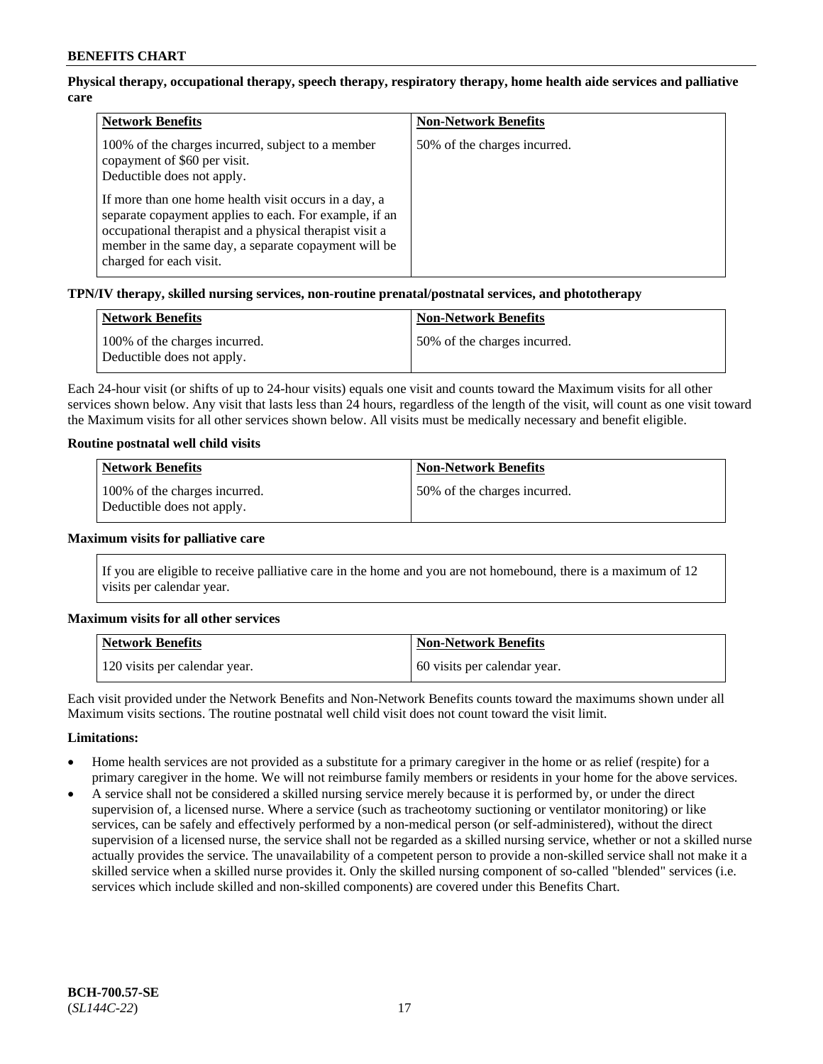**Physical therapy, occupational therapy, speech therapy, respiratory therapy, home health aide services and palliative care**

| Network Benefits | Non-Network Benefits |
|---|---|
| 100% of the charges incurred, subject to a member copayment of $60 per visit.<br>Deductible does not apply.<br><br>If more than one home health visit occurs in a day, a separate copayment applies to each. For example, if an occupational therapist and a physical therapist visit a member in the same day, a separate copayment will be charged for each visit. | 50% of the charges incurred. |

**TPN/IV therapy, skilled nursing services, non-routine prenatal/postnatal services, and phototherapy**

| Network Benefits | Non-Network Benefits |
|---|---|
| 100% of the charges incurred.<br>Deductible does not apply. | 50% of the charges incurred. |

Each 24-hour visit (or shifts of up to 24-hour visits) equals one visit and counts toward the Maximum visits for all other services shown below. Any visit that lasts less than 24 hours, regardless of the length of the visit, will count as one visit toward the Maximum visits for all other services shown below. All visits must be medically necessary and benefit eligible.

**Routine postnatal well child visits**

| Network Benefits | Non-Network Benefits |
|---|---|
| 100% of the charges incurred.<br>Deductible does not apply. | 50% of the charges incurred. |

**Maximum visits for palliative care**

If you are eligible to receive palliative care in the home and you are not homebound, there is a maximum of 12 visits per calendar year.

**Maximum visits for all other services**

| Network Benefits | Non-Network Benefits |
|---|---|
| 120 visits per calendar year. | 60 visits per calendar year. |

Each visit provided under the Network Benefits and Non-Network Benefits counts toward the maximums shown under all Maximum visits sections. The routine postnatal well child visit does not count toward the visit limit.

**Limitations:**

- Home health services are not provided as a substitute for a primary caregiver in the home or as relief (respite) for a primary caregiver in the home. We will not reimburse family members or residents in your home for the above services.
- A service shall not be considered a skilled nursing service merely because it is performed by, or under the direct supervision of, a licensed nurse. Where a service (such as tracheotomy suctioning or ventilator monitoring) or like services, can be safely and effectively performed by a non-medical person (or self-administered), without the direct supervision of a licensed nurse, the service shall not be regarded as a skilled nursing service, whether or not a skilled nurse actually provides the service. The unavailability of a competent person to provide a non-skilled service shall not make it a skilled service when a skilled nurse provides it. Only the skilled nursing component of so-called "blended" services (i.e. services which include skilled and non-skilled components) are covered under this Benefits Chart.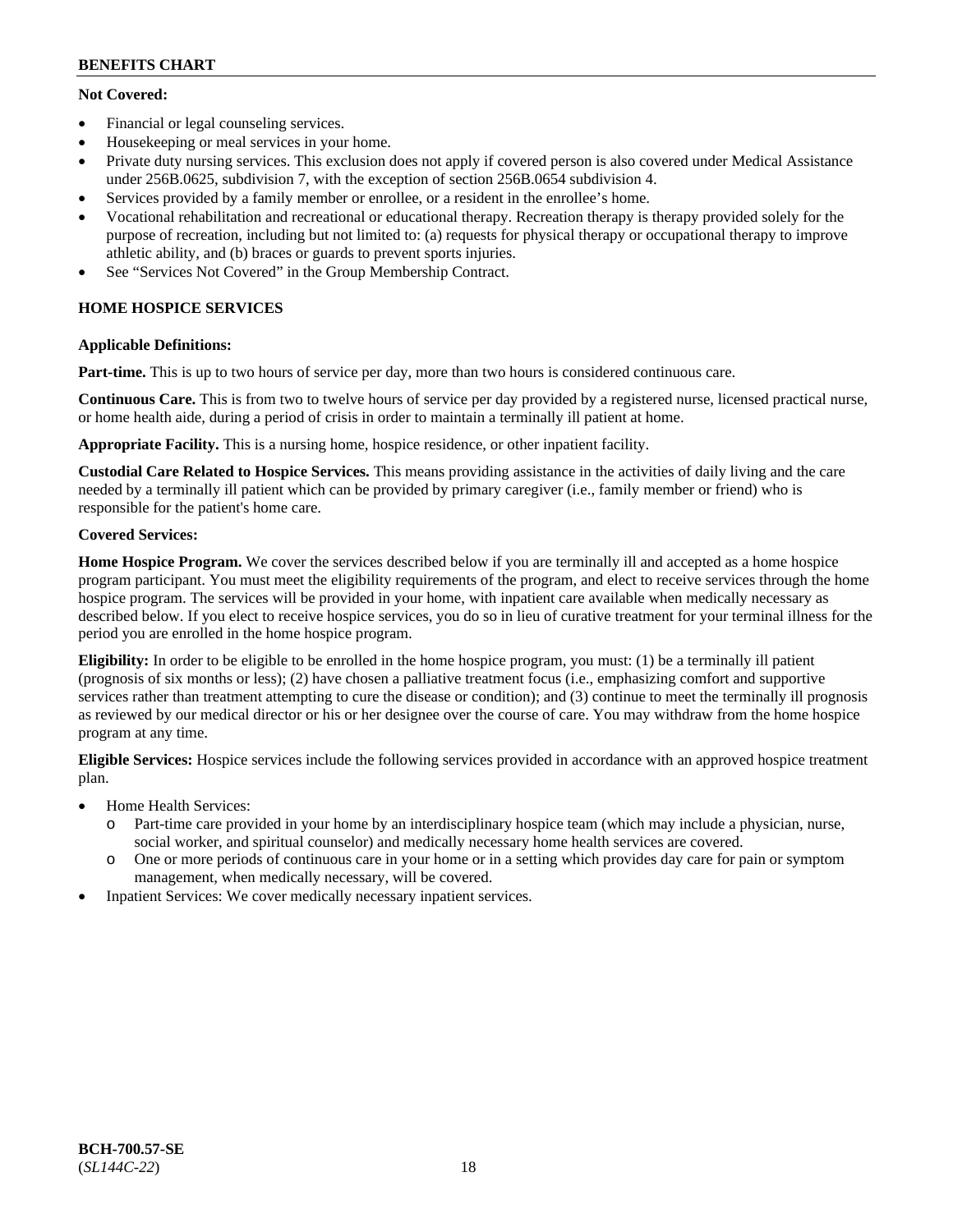**Not Covered:**

- Financial or legal counseling services.
- Housekeeping or meal services in your home.
- Private duty nursing services. This exclusion does not apply if covered person is also covered under Medical Assistance under 256B.0625, subdivision 7, with the exception of section 256B.0654 subdivision 4.
- Services provided by a family member or enrollee, or a resident in the enrollee's home.
- Vocational rehabilitation and recreational or educational therapy. Recreation therapy is therapy provided solely for the purpose of recreation, including but not limited to: (a) requests for physical therapy or occupational therapy to improve athletic ability, and (b) braces or guards to prevent sports injuries.
- See "Services Not Covered" in the Group Membership Contract.

## HOME HOSPICE SERVICES

**Applicable Definitions:**

**Part-time.** This is up to two hours of service per day, more than two hours is considered continuous care.

**Continuous Care.** This is from two to twelve hours of service per day provided by a registered nurse, licensed practical nurse, or home health aide, during a period of crisis in order to maintain a terminally ill patient at home.

**Appropriate Facility.** This is a nursing home, hospice residence, or other inpatient facility.

**Custodial Care Related to Hospice Services.** This means providing assistance in the activities of daily living and the care needed by a terminally ill patient which can be provided by primary caregiver (i.e., family member or friend) who is responsible for the patient's home care.

**Covered Services:**

**Home Hospice Program.** We cover the services described below if you are terminally ill and accepted as a home hospice program participant. You must meet the eligibility requirements of the program, and elect to receive services through the home hospice program. The services will be provided in your home, with inpatient care available when medically necessary as described below. If you elect to receive hospice services, you do so in lieu of curative treatment for your terminal illness for the period you are enrolled in the home hospice program.

**Eligibility:** In order to be eligible to be enrolled in the home hospice program, you must: (1) be a terminally ill patient (prognosis of six months or less); (2) have chosen a palliative treatment focus (i.e., emphasizing comfort and supportive services rather than treatment attempting to cure the disease or condition); and (3) continue to meet the terminally ill prognosis as reviewed by our medical director or his or her designee over the course of care. You may withdraw from the home hospice program at any time.

**Eligible Services:** Hospice services include the following services provided in accordance with an approved hospice treatment plan.

- Home Health Services:
  - Part-time care provided in your home by an interdisciplinary hospice team (which may include a physician, nurse, social worker, and spiritual counselor) and medically necessary home health services are covered.
  - One or more periods of continuous care in your home or in a setting which provides day care for pain or symptom management, when medically necessary, will be covered.
- Inpatient Services: We cover medically necessary inpatient services.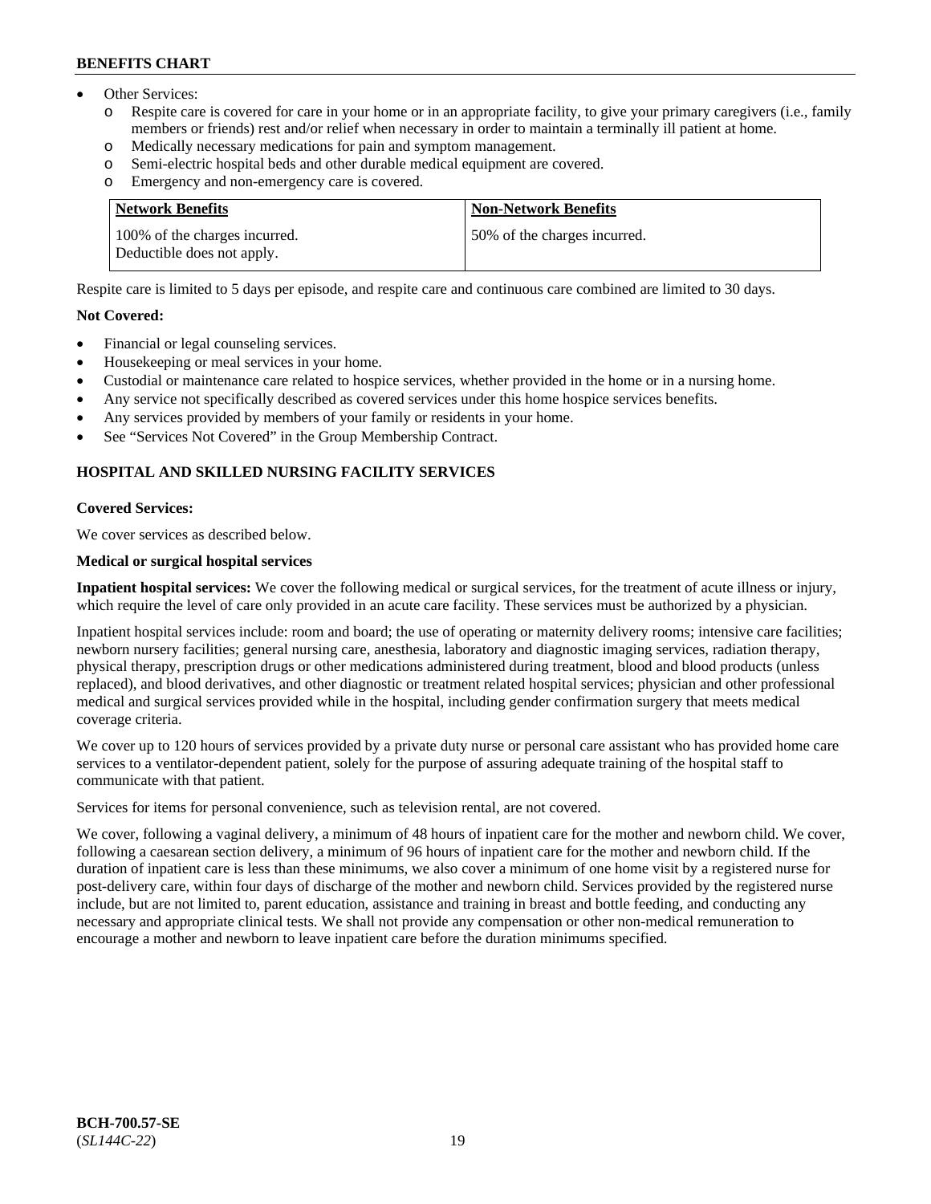- Other Services:
  - o Respite care is covered for care in your home or in an appropriate facility, to give your primary caregivers (i.e., family members or friends) rest and/or relief when necessary in order to maintain a terminally ill patient at home.
  - o Medically necessary medications for pain and symptom management.
  - o Semi-electric hospital beds and other durable medical equipment are covered.
  - o Emergency and non-emergency care is covered.

| Network Benefits | Non-Network Benefits |
|---|---|
| 100% of the charges incurred. Deductible does not apply. | 50% of the charges incurred. |

Respite care is limited to 5 days per episode, and respite care and continuous care combined are limited to 30 days.

**Not Covered:**

- Financial or legal counseling services.
- Housekeeping or meal services in your home.
- Custodial or maintenance care related to hospice services, whether provided in the home or in a nursing home.
- Any service not specifically described as covered services under this home hospice services benefits.
- Any services provided by members of your family or residents in your home.
- See "Services Not Covered" in the Group Membership Contract.

## HOSPITAL AND SKILLED NURSING FACILITY SERVICES

**Covered Services:**

We cover services as described below.

**Medical or surgical hospital services**

**Inpatient hospital services:** We cover the following medical or surgical services, for the treatment of acute illness or injury, which require the level of care only provided in an acute care facility. These services must be authorized by a physician.

Inpatient hospital services include: room and board; the use of operating or maternity delivery rooms; intensive care facilities; newborn nursery facilities; general nursing care, anesthesia, laboratory and diagnostic imaging services, radiation therapy, physical therapy, prescription drugs or other medications administered during treatment, blood and blood products (unless replaced), and blood derivatives, and other diagnostic or treatment related hospital services; physician and other professional medical and surgical services provided while in the hospital, including gender confirmation surgery that meets medical coverage criteria.

We cover up to 120 hours of services provided by a private duty nurse or personal care assistant who has provided home care services to a ventilator-dependent patient, solely for the purpose of assuring adequate training of the hospital staff to communicate with that patient.

Services for items for personal convenience, such as television rental, are not covered.

We cover, following a vaginal delivery, a minimum of 48 hours of inpatient care for the mother and newborn child. We cover, following a caesarean section delivery, a minimum of 96 hours of inpatient care for the mother and newborn child. If the duration of inpatient care is less than these minimums, we also cover a minimum of one home visit by a registered nurse for post-delivery care, within four days of discharge of the mother and newborn child. Services provided by the registered nurse include, but are not limited to, parent education, assistance and training in breast and bottle feeding, and conducting any necessary and appropriate clinical tests. We shall not provide any compensation or other non-medical remuneration to encourage a mother and newborn to leave inpatient care before the duration minimums specified.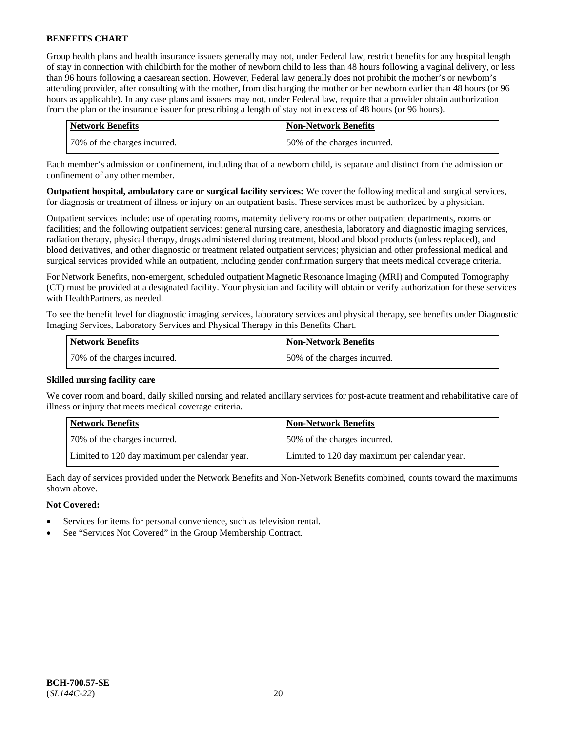Group health plans and health insurance issuers generally may not, under Federal law, restrict benefits for any hospital length of stay in connection with childbirth for the mother of newborn child to less than 48 hours following a vaginal delivery, or less than 96 hours following a caesarean section. However, Federal law generally does not prohibit the mother's or newborn's attending provider, after consulting with the mother, from discharging the mother or her newborn earlier than 48 hours (or 96 hours as applicable). In any case plans and issuers may not, under Federal law, require that a provider obtain authorization from the plan or the insurance issuer for prescribing a length of stay not in excess of 48 hours (or 96 hours).

| Network Benefits | Non-Network Benefits |
|---|---|
| 70% of the charges incurred. | 50% of the charges incurred. |

Each member's admission or confinement, including that of a newborn child, is separate and distinct from the admission or confinement of any other member.

**Outpatient hospital, ambulatory care or surgical facility services:** We cover the following medical and surgical services, for diagnosis or treatment of illness or injury on an outpatient basis. These services must be authorized by a physician.

Outpatient services include: use of operating rooms, maternity delivery rooms or other outpatient departments, rooms or facilities; and the following outpatient services: general nursing care, anesthesia, laboratory and diagnostic imaging services, radiation therapy, physical therapy, drugs administered during treatment, blood and blood products (unless replaced), and blood derivatives, and other diagnostic or treatment related outpatient services; physician and other professional medical and surgical services provided while an outpatient, including gender confirmation surgery that meets medical coverage criteria.

For Network Benefits, non-emergent, scheduled outpatient Magnetic Resonance Imaging (MRI) and Computed Tomography (CT) must be provided at a designated facility. Your physician and facility will obtain or verify authorization for these services with HealthPartners, as needed.

To see the benefit level for diagnostic imaging services, laboratory services and physical therapy, see benefits under Diagnostic Imaging Services, Laboratory Services and Physical Therapy in this Benefits Chart.

| Network Benefits | Non-Network Benefits |
|---|---|
| 70% of the charges incurred. | 50% of the charges incurred. |

**Skilled nursing facility care**

We cover room and board, daily skilled nursing and related ancillary services for post-acute treatment and rehabilitative care of illness or injury that meets medical coverage criteria.

| Network Benefits | Non-Network Benefits |
|---|---|
| 70% of the charges incurred. | 50% of the charges incurred. |
| Limited to 120 day maximum per calendar year. | Limited to 120 day maximum per calendar year. |

Each day of services provided under the Network Benefits and Non-Network Benefits combined, counts toward the maximums shown above.

**Not Covered:**

- Services for items for personal convenience, such as television rental.
- See "Services Not Covered" in the Group Membership Contract.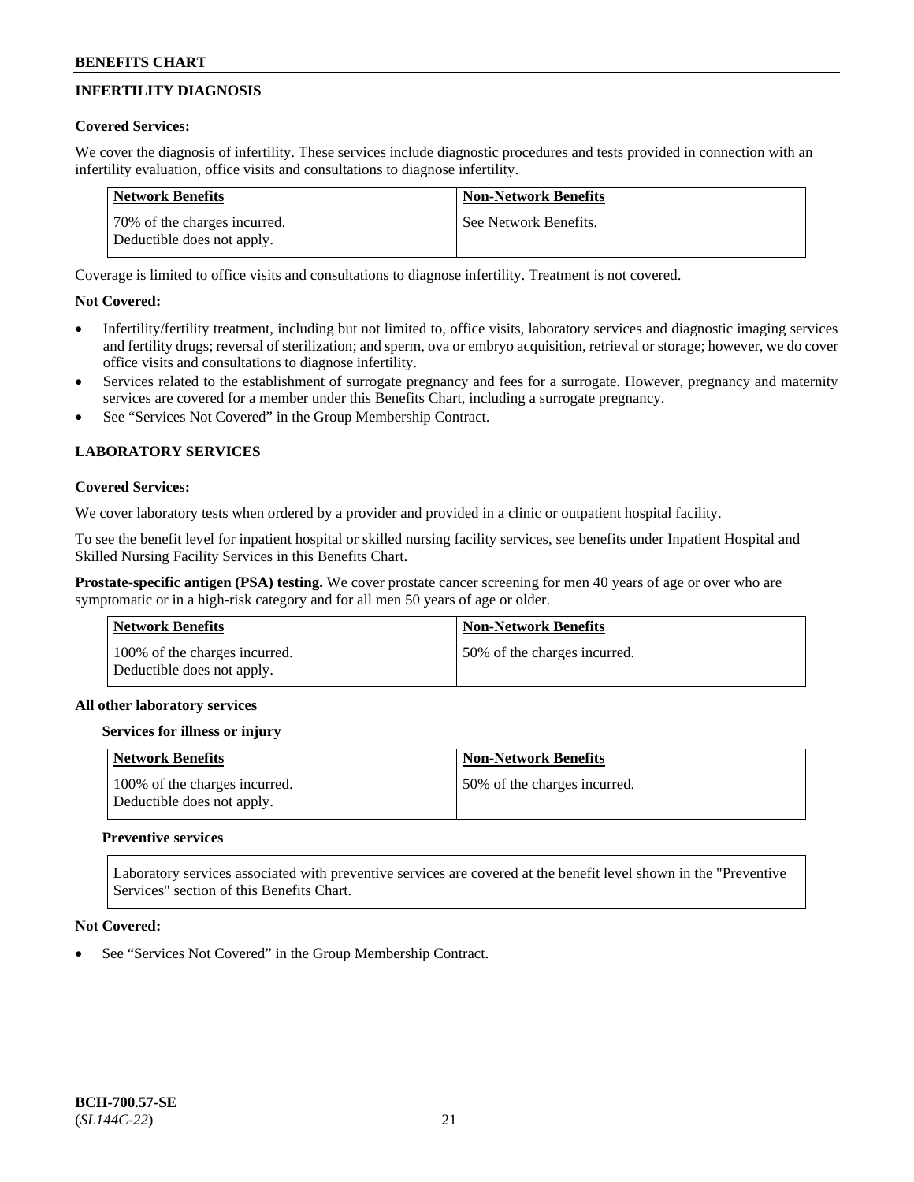## INFERTILITY DIAGNOSIS

**Covered Services:**

We cover the diagnosis of infertility. These services include diagnostic procedures and tests provided in connection with an infertility evaluation, office visits and consultations to diagnose infertility.

| Network Benefits | Non-Network Benefits |
| --- | --- |
| 70% of the charges incurred. Deductible does not apply. | See Network Benefits. |

Coverage is limited to office visits and consultations to diagnose infertility. Treatment is not covered.

**Not Covered:**

- Infertility/fertility treatment, including but not limited to, office visits, laboratory services and diagnostic imaging services and fertility drugs; reversal of sterilization; and sperm, ova or embryo acquisition, retrieval or storage; however, we do cover office visits and consultations to diagnose infertility.
- Services related to the establishment of surrogate pregnancy and fees for a surrogate. However, pregnancy and maternity services are covered for a member under this Benefits Chart, including a surrogate pregnancy.
- See "Services Not Covered" in the Group Membership Contract.

## LABORATORY SERVICES

**Covered Services:**

We cover laboratory tests when ordered by a provider and provided in a clinic or outpatient hospital facility.

To see the benefit level for inpatient hospital or skilled nursing facility services, see benefits under Inpatient Hospital and Skilled Nursing Facility Services in this Benefits Chart.

**Prostate-specific antigen (PSA) testing.** We cover prostate cancer screening for men 40 years of age or over who are symptomatic or in a high-risk category and for all men 50 years of age or older.

| Network Benefits | Non-Network Benefits |
| --- | --- |
| 100% of the charges incurred. Deductible does not apply. | 50% of the charges incurred. |

**All other laboratory services**

**Services for illness or injury**

| Network Benefits | Non-Network Benefits |
| --- | --- |
| 100% of the charges incurred. Deductible does not apply. | 50% of the charges incurred. |

**Preventive services**

Laboratory services associated with preventive services are covered at the benefit level shown in the "Preventive Services" section of this Benefits Chart.

**Not Covered:**

- See "Services Not Covered" in the Group Membership Contract.

**BCH-700.57-SE**
(*SL144C-22*)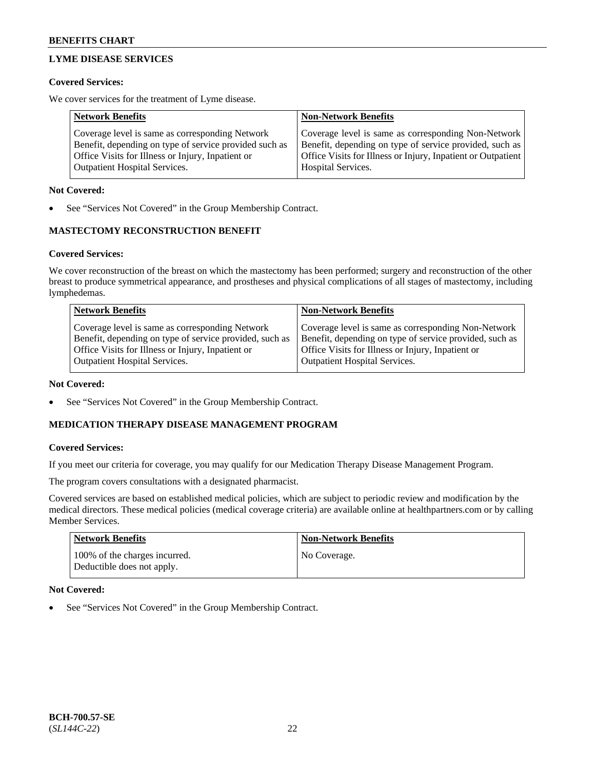## LYME DISEASE SERVICES

**Covered Services:**

We cover services for the treatment of Lyme disease.

| Network Benefits | Non-Network Benefits |
|---|---|
| Coverage level is same as corresponding Network Benefit, depending on type of service provided such as Office Visits for Illness or Injury, Inpatient or Outpatient Hospital Services. | Coverage level is same as corresponding Non-Network Benefit, depending on type of service provided, such as Office Visits for Illness or Injury, Inpatient or Outpatient Hospital Services. |

**Not Covered:**

- See "Services Not Covered" in the Group Membership Contract.

## MASTECTOMY RECONSTRUCTION BENEFIT

**Covered Services:**

We cover reconstruction of the breast on which the mastectomy has been performed; surgery and reconstruction of the other breast to produce symmetrical appearance, and prostheses and physical complications of all stages of mastectomy, including lymphedemas.

| Network Benefits | Non-Network Benefits |
|---|---|
| Coverage level is same as corresponding Network Benefit, depending on type of service provided, such as Office Visits for Illness or Injury, Inpatient or Outpatient Hospital Services. | Coverage level is same as corresponding Non-Network Benefit, depending on type of service provided, such as Office Visits for Illness or Injury, Inpatient or Outpatient Hospital Services. |

**Not Covered:**

- See "Services Not Covered" in the Group Membership Contract.

## MEDICATION THERAPY DISEASE MANAGEMENT PROGRAM

**Covered Services:**

If you meet our criteria for coverage, you may qualify for our Medication Therapy Disease Management Program.

The program covers consultations with a designated pharmacist.

Covered services are based on established medical policies, which are subject to periodic review and modification by the medical directors. These medical policies (medical coverage criteria) are available online at healthpartners.com or by calling Member Services.

| Network Benefits | Non-Network Benefits |
|---|---|
| 100% of the charges incurred. Deductible does not apply. | No Coverage. |

**Not Covered:**

- See "Services Not Covered" in the Group Membership Contract.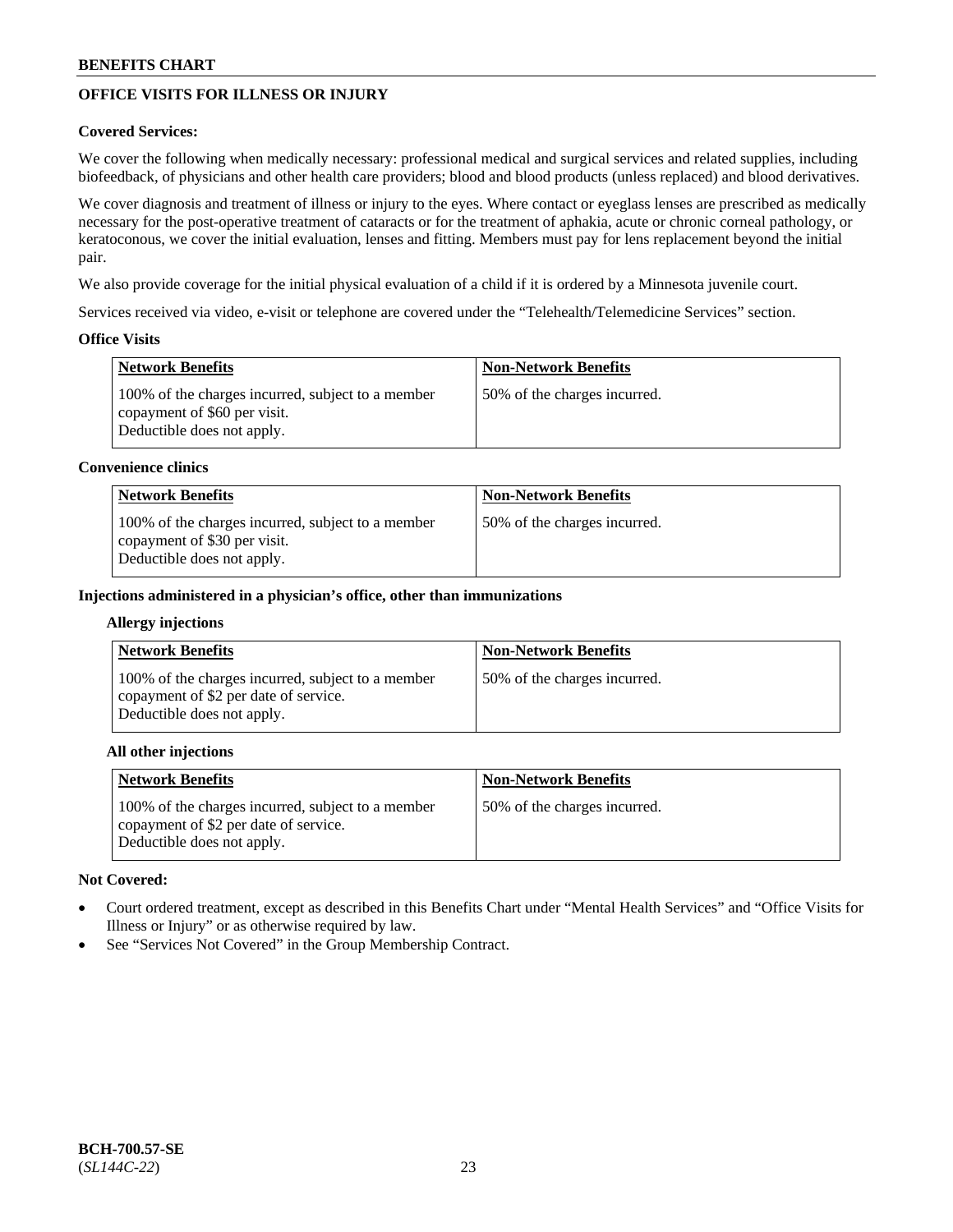## OFFICE VISITS FOR ILLNESS OR INJURY

**Covered Services:**

We cover the following when medically necessary: professional medical and surgical services and related supplies, including biofeedback, of physicians and other health care providers; blood and blood products (unless replaced) and blood derivatives.

We cover diagnosis and treatment of illness or injury to the eyes. Where contact or eyeglass lenses are prescribed as medically necessary for the post-operative treatment of cataracts or for the treatment of aphakia, acute or chronic corneal pathology, or keratoconous, we cover the initial evaluation, lenses and fitting. Members must pay for lens replacement beyond the initial pair.

We also provide coverage for the initial physical evaluation of a child if it is ordered by a Minnesota juvenile court.

Services received via video, e-visit or telephone are covered under the "Telehealth/Telemedicine Services" section.

**Office Visits**

| Network Benefits | Non-Network Benefits |
|---|---|
| 100% of the charges incurred, subject to a member copayment of $60 per visit. Deductible does not apply. | 50% of the charges incurred. |

**Convenience clinics**

| Network Benefits | Non-Network Benefits |
|---|---|
| 100% of the charges incurred, subject to a member copayment of $30 per visit. Deductible does not apply. | 50% of the charges incurred. |

**Injections administered in a physician's office, other than immunizations**

**Allergy injections**

| Network Benefits | Non-Network Benefits |
|---|---|
| 100% of the charges incurred, subject to a member copayment of $2 per date of service. Deductible does not apply. | 50% of the charges incurred. |

**All other injections**

| Network Benefits | Non-Network Benefits |
|---|---|
| 100% of the charges incurred, subject to a member copayment of $2 per date of service. Deductible does not apply. | 50% of the charges incurred. |

**Not Covered:**

- Court ordered treatment, except as described in this Benefits Chart under "Mental Health Services" and "Office Visits for Illness or Injury" or as otherwise required by law.
- See "Services Not Covered" in the Group Membership Contract.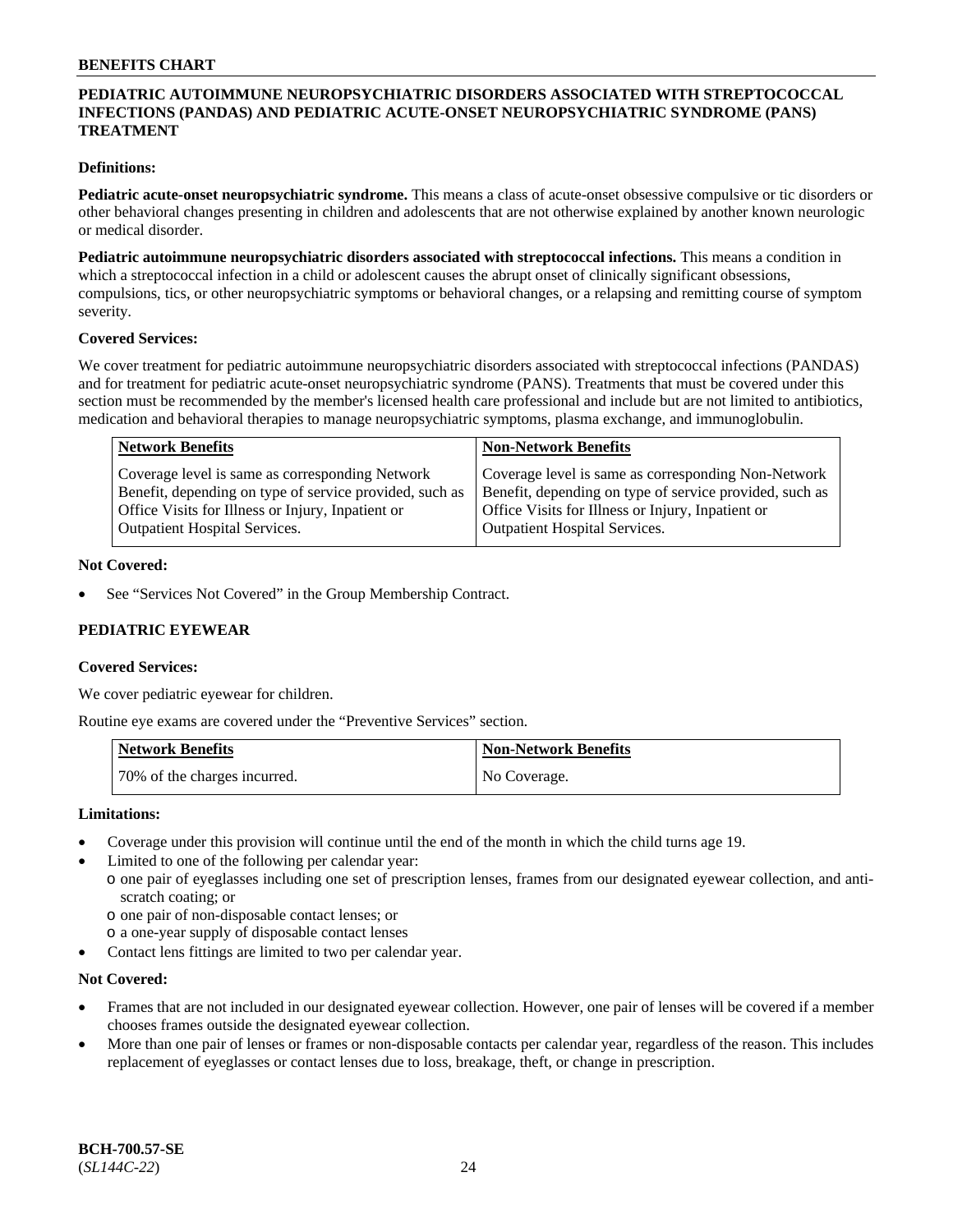## PEDIATRIC AUTOIMMUNE NEUROPSYCHIATRIC DISORDERS ASSOCIATED WITH STREPTOCOCCAL INFECTIONS (PANDAS) AND PEDIATRIC ACUTE-ONSET NEUROPSYCHIATRIC SYNDROME (PANS) TREATMENT

**Definitions:**

**Pediatric acute-onset neuropsychiatric syndrome.** This means a class of acute-onset obsessive compulsive or tic disorders or other behavioral changes presenting in children and adolescents that are not otherwise explained by another known neurologic or medical disorder.

**Pediatric autoimmune neuropsychiatric disorders associated with streptococcal infections.** This means a condition in which a streptococcal infection in a child or adolescent causes the abrupt onset of clinically significant obsessions, compulsions, tics, or other neuropsychiatric symptoms or behavioral changes, or a relapsing and remitting course of symptom severity.

**Covered Services:**

We cover treatment for pediatric autoimmune neuropsychiatric disorders associated with streptococcal infections (PANDAS) and for treatment for pediatric acute-onset neuropsychiatric syndrome (PANS). Treatments that must be covered under this section must be recommended by the member's licensed health care professional and include but are not limited to antibiotics, medication and behavioral therapies to manage neuropsychiatric symptoms, plasma exchange, and immunoglobulin.

| Network Benefits | Non-Network Benefits |
|---|---|
| Coverage level is same as corresponding Network Benefit, depending on type of service provided, such as Office Visits for Illness or Injury, Inpatient or Outpatient Hospital Services. | Coverage level is same as corresponding Non-Network Benefit, depending on type of service provided, such as Office Visits for Illness or Injury, Inpatient or Outpatient Hospital Services. |

**Not Covered:**

- See "Services Not Covered" in the Group Membership Contract.

## PEDIATRIC EYEWEAR

**Covered Services:**

We cover pediatric eyewear for children.

Routine eye exams are covered under the "Preventive Services" section.

| Network Benefits | Non-Network Benefits |
|---|---|
| 70% of the charges incurred. | No Coverage. |

**Limitations:**

- Coverage under this provision will continue until the end of the month in which the child turns age 19.
- Limited to one of the following per calendar year:
  - one pair of eyeglasses including one set of prescription lenses, frames from our designated eyewear collection, and anti-scratch coating; or
  - one pair of non-disposable contact lenses; or
  - a one-year supply of disposable contact lenses
- Contact lens fittings are limited to two per calendar year.

**Not Covered:**

- Frames that are not included in our designated eyewear collection. However, one pair of lenses will be covered if a member chooses frames outside the designated eyewear collection.
- More than one pair of lenses or frames or non-disposable contacts per calendar year, regardless of the reason. This includes replacement of eyeglasses or contact lenses due to loss, breakage, theft, or change in prescription.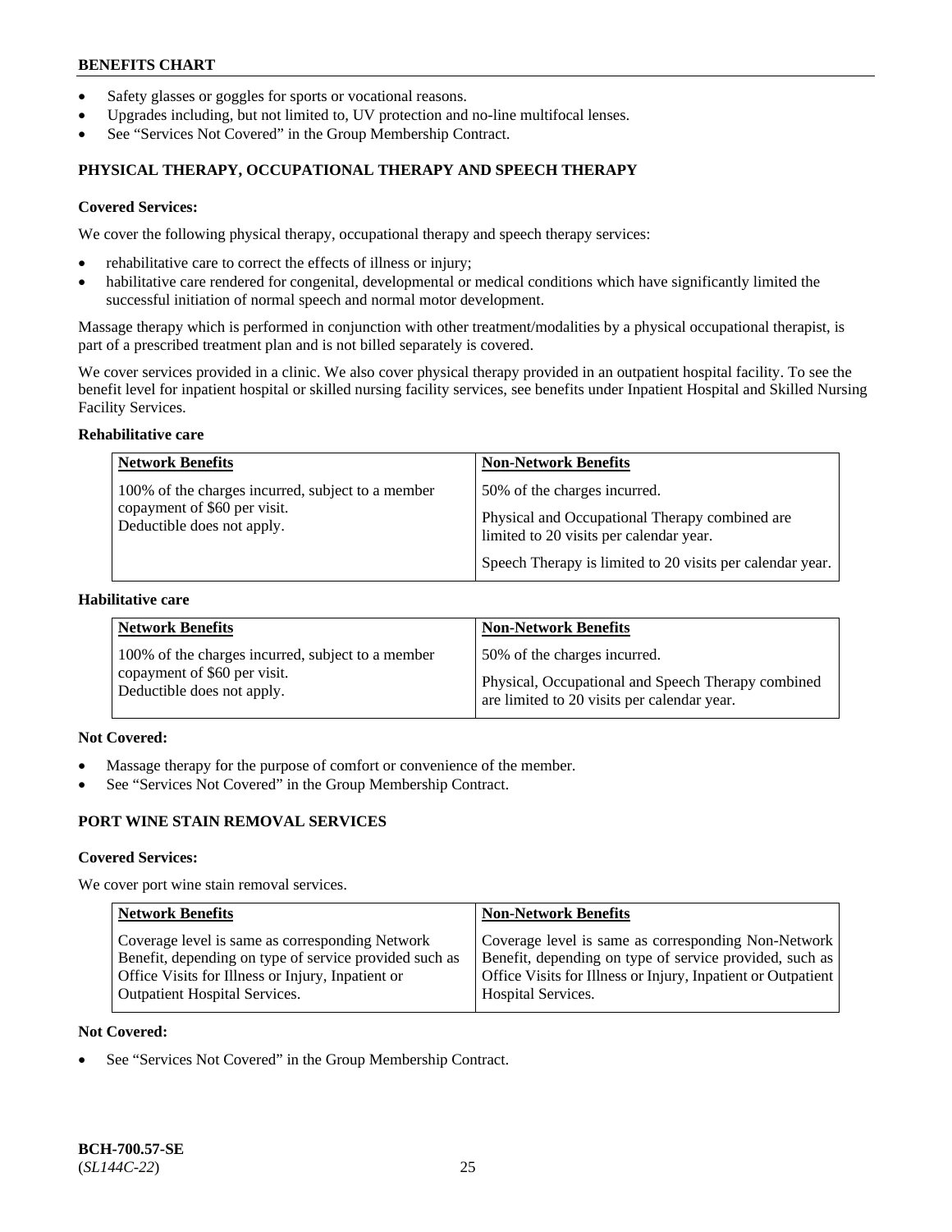- Safety glasses or goggles for sports or vocational reasons.
- Upgrades including, but not limited to, UV protection and no-line multifocal lenses.
- See "Services Not Covered" in the Group Membership Contract.

### PHYSICAL THERAPY, OCCUPATIONAL THERAPY AND SPEECH THERAPY

**Covered Services:**

We cover the following physical therapy, occupational therapy and speech therapy services:

- rehabilitative care to correct the effects of illness or injury;
- habilitative care rendered for congenital, developmental or medical conditions which have significantly limited the successful initiation of normal speech and normal motor development.

Massage therapy which is performed in conjunction with other treatment/modalities by a physical occupational therapist, is part of a prescribed treatment plan and is not billed separately is covered.

We cover services provided in a clinic. We also cover physical therapy provided in an outpatient hospital facility. To see the benefit level for inpatient hospital or skilled nursing facility services, see benefits under Inpatient Hospital and Skilled Nursing Facility Services.

**Rehabilitative care**

| Network Benefits | Non-Network Benefits |
|---|---|
| 100% of the charges incurred, subject to a member copayment of $60 per visit. Deductible does not apply. | 50% of the charges incurred.<br><br>Physical and Occupational Therapy combined are limited to 20 visits per calendar year.<br><br>Speech Therapy is limited to 20 visits per calendar year. |

**Habilitative care**

| Network Benefits | Non-Network Benefits |
|---|---|
| 100% of the charges incurred, subject to a member copayment of $60 per visit. Deductible does not apply. | 50% of the charges incurred.<br><br>Physical, Occupational and Speech Therapy combined are limited to 20 visits per calendar year. |

**Not Covered:**

- Massage therapy for the purpose of comfort or convenience of the member.
- See "Services Not Covered" in the Group Membership Contract.

### PORT WINE STAIN REMOVAL SERVICES

**Covered Services:**

We cover port wine stain removal services.

| Network Benefits | Non-Network Benefits |
|---|---|
| Coverage level is same as corresponding Network Benefit, depending on type of service provided such as Office Visits for Illness or Injury, Inpatient or Outpatient Hospital Services. | Coverage level is same as corresponding Non-Network Benefit, depending on type of service provided, such as Office Visits for Illness or Injury, Inpatient or Outpatient Hospital Services. |

**Not Covered:**

- See "Services Not Covered" in the Group Membership Contract.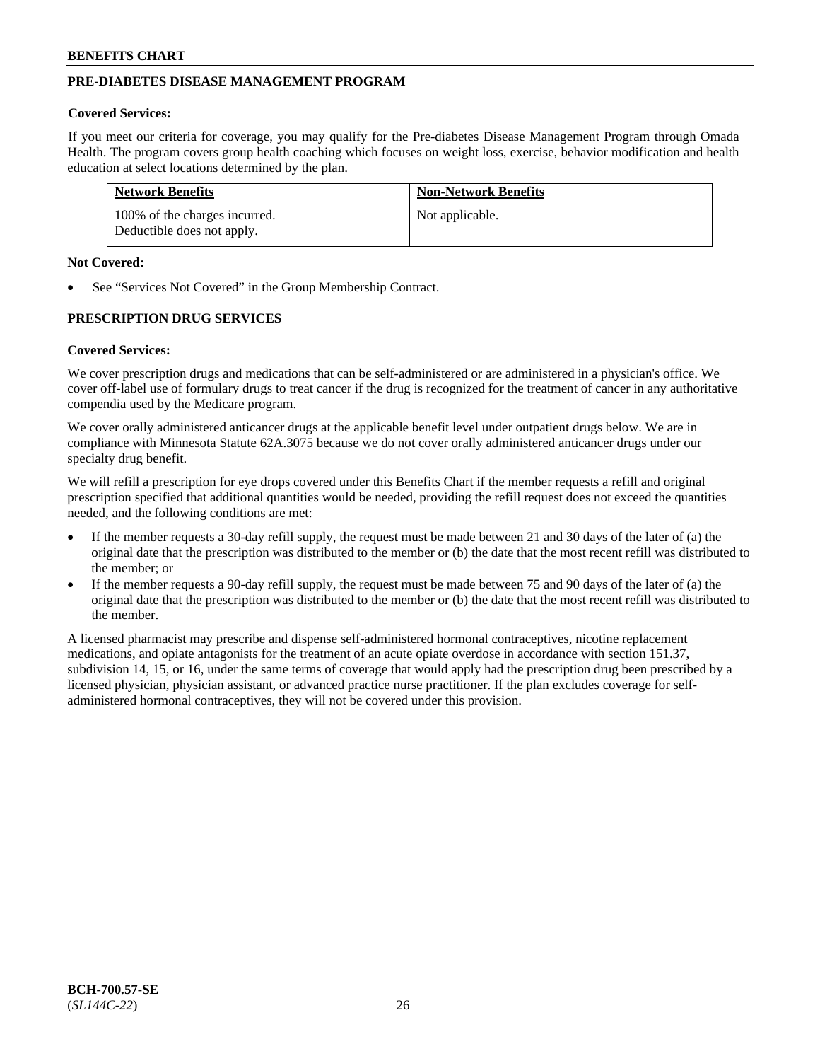## PRE-DIABETES DISEASE MANAGEMENT PROGRAM

**Covered Services:**

If you meet our criteria for coverage, you may qualify for the Pre-diabetes Disease Management Program through Omada Health. The program covers group health coaching which focuses on weight loss, exercise, behavior modification and health education at select locations determined by the plan.

| Network Benefits | Non-Network Benefits |
| --- | --- |
| 100% of the charges incurred. Deductible does not apply. | Not applicable. |

**Not Covered:**

- See "Services Not Covered" in the Group Membership Contract.

## PRESCRIPTION DRUG SERVICES

**Covered Services:**

We cover prescription drugs and medications that can be self-administered or are administered in a physician's office. We cover off-label use of formulary drugs to treat cancer if the drug is recognized for the treatment of cancer in any authoritative compendia used by the Medicare program.

We cover orally administered anticancer drugs at the applicable benefit level under outpatient drugs below. We are in compliance with Minnesota Statute 62A.3075 because we do not cover orally administered anticancer drugs under our specialty drug benefit.

We will refill a prescription for eye drops covered under this Benefits Chart if the member requests a refill and original prescription specified that additional quantities would be needed, providing the refill request does not exceed the quantities needed, and the following conditions are met:

- If the member requests a 30-day refill supply, the request must be made between 21 and 30 days of the later of (a) the original date that the prescription was distributed to the member or (b) the date that the most recent refill was distributed to the member; or
- If the member requests a 90-day refill supply, the request must be made between 75 and 90 days of the later of (a) the original date that the prescription was distributed to the member or (b) the date that the most recent refill was distributed to the member.

A licensed pharmacist may prescribe and dispense self-administered hormonal contraceptives, nicotine replacement medications, and opiate antagonists for the treatment of an acute opiate overdose in accordance with section 151.37, subdivision 14, 15, or 16, under the same terms of coverage that would apply had the prescription drug been prescribed by a licensed physician, physician assistant, or advanced practice nurse practitioner. If the plan excludes coverage for self-administered hormonal contraceptives, they will not be covered under this provision.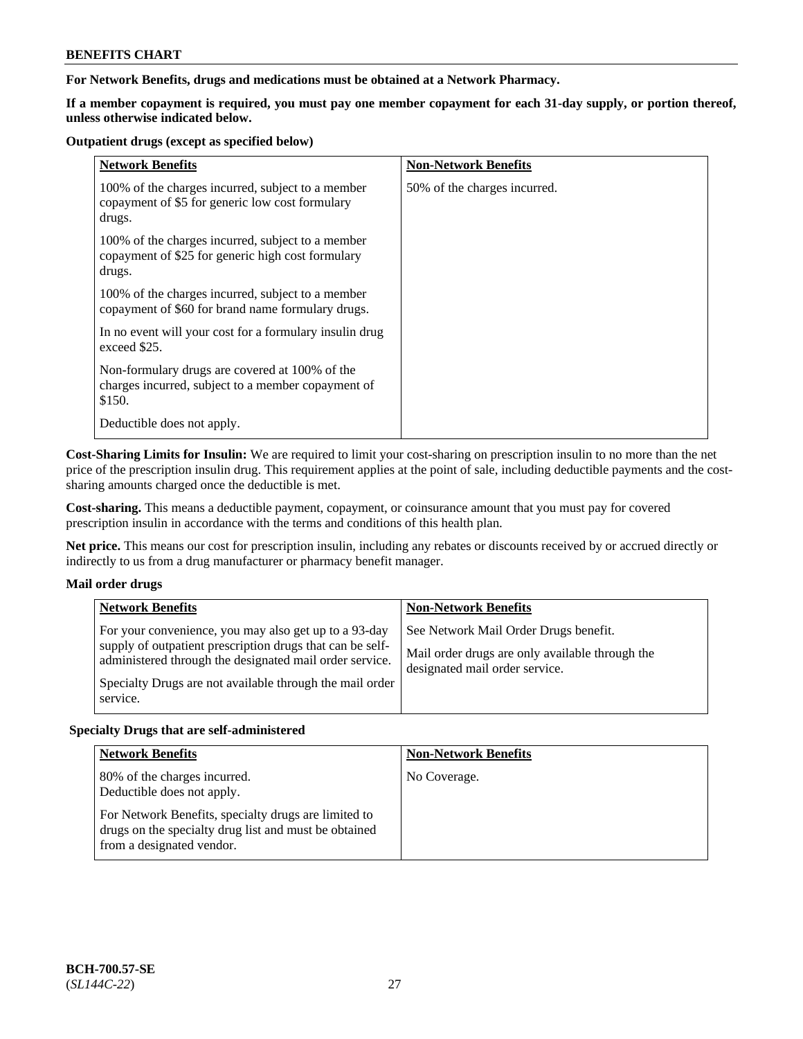**For Network Benefits, drugs and medications must be obtained at a Network Pharmacy.**

**If a member copayment is required, you must pay one member copayment for each 31-day supply, or portion thereof, unless otherwise indicated below.**

**Outpatient drugs (except as specified below)**

| Network Benefits | Non-Network Benefits |
|---|---|
| 100% of the charges incurred, subject to a member copayment of $5 for generic low cost formulary drugs.<br><br>100% of the charges incurred, subject to a member copayment of $25 for generic high cost formulary drugs.<br><br>100% of the charges incurred, subject to a member copayment of $60 for brand name formulary drugs.<br><br>In no event will your cost for a formulary insulin drug exceed $25.<br><br>Non-formulary drugs are covered at 100% of the charges incurred, subject to a member copayment of $150.<br><br>Deductible does not apply. | 50% of the charges incurred. |

**Cost-Sharing Limits for Insulin:** We are required to limit your cost-sharing on prescription insulin to no more than the net price of the prescription insulin drug. This requirement applies at the point of sale, including deductible payments and the cost-sharing amounts charged once the deductible is met.

**Cost-sharing.** This means a deductible payment, copayment, or coinsurance amount that you must pay for covered prescription insulin in accordance with the terms and conditions of this health plan.

**Net price.** This means our cost for prescription insulin, including any rebates or discounts received by or accrued directly or indirectly to us from a drug manufacturer or pharmacy benefit manager.

**Mail order drugs**

| Network Benefits | Non-Network Benefits |
|---|---|
| For your convenience, you may also get up to a 93-day supply of outpatient prescription drugs that can be self-administered through the designated mail order service.<br><br>Specialty Drugs are not available through the mail order service. | See Network Mail Order Drugs benefit.<br><br>Mail order drugs are only available through the designated mail order service. |

**Specialty Drugs that are self-administered**

| Network Benefits | Non-Network Benefits |
|---|---|
| 80% of the charges incurred.<br>Deductible does not apply.<br><br>For Network Benefits, specialty drugs are limited to drugs on the specialty drug list and must be obtained from a designated vendor. | No Coverage. |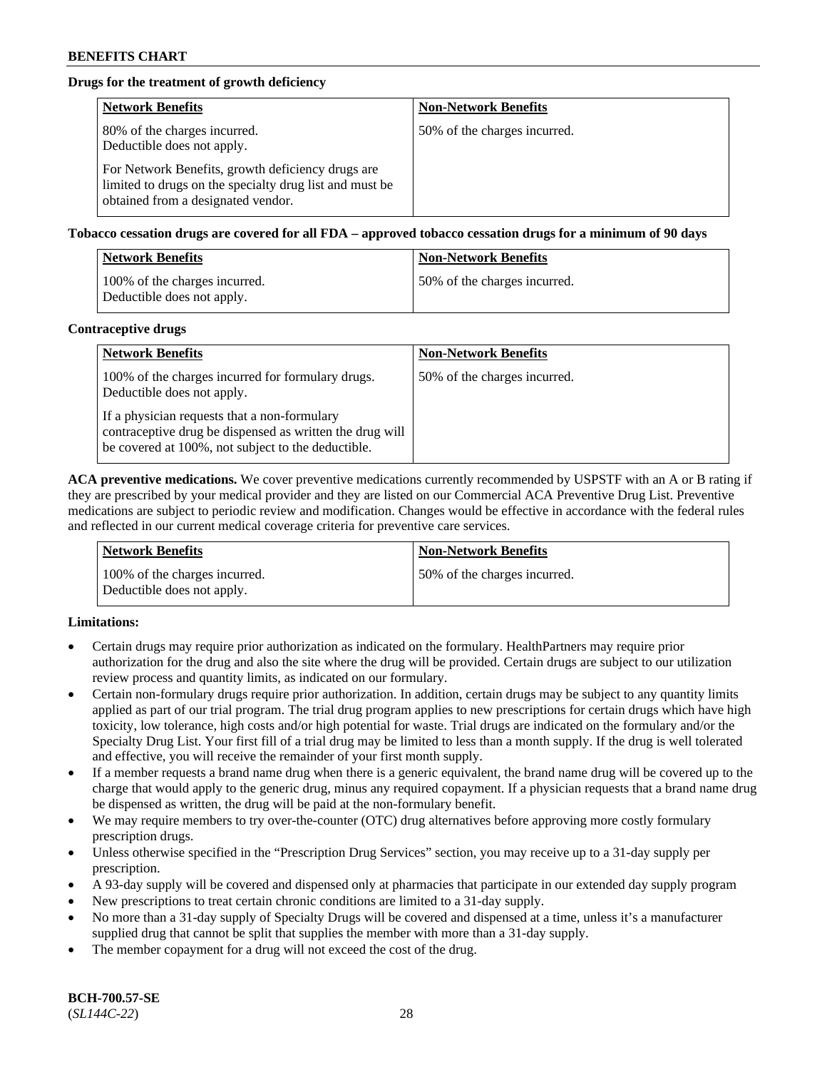**Drugs for the treatment of growth deficiency**

| Network Benefits | Non-Network Benefits |
| --- | --- |
| 80% of the charges incurred. Deductible does not apply. For Network Benefits, growth deficiency drugs are limited to drugs on the specialty drug list and must be obtained from a designated vendor. | 50% of the charges incurred. |

**Tobacco cessation drugs are covered for all FDA – approved tobacco cessation drugs for a minimum of 90 days**

| Network Benefits | Non-Network Benefits |
| --- | --- |
| 100% of the charges incurred. Deductible does not apply. | 50% of the charges incurred. |

**Contraceptive drugs**

| Network Benefits | Non-Network Benefits |
| --- | --- |
| 100% of the charges incurred for formulary drugs. Deductible does not apply. If a physician requests that a non-formulary contraceptive drug be dispensed as written the drug will be covered at 100%, not subject to the deductible. | 50% of the charges incurred. |

**ACA preventive medications.** We cover preventive medications currently recommended by USPSTF with an A or B rating if they are prescribed by your medical provider and they are listed on our Commercial ACA Preventive Drug List. Preventive medications are subject to periodic review and modification. Changes would be effective in accordance with the federal rules and reflected in our current medical coverage criteria for preventive care services.

| Network Benefits | Non-Network Benefits |
| --- | --- |
| 100% of the charges incurred. Deductible does not apply. | 50% of the charges incurred. |

**Limitations:**

- Certain drugs may require prior authorization as indicated on the formulary. HealthPartners may require prior authorization for the drug and also the site where the drug will be provided. Certain drugs are subject to our utilization review process and quantity limits, as indicated on our formulary.
- Certain non-formulary drugs require prior authorization. In addition, certain drugs may be subject to any quantity limits applied as part of our trial program. The trial drug program applies to new prescriptions for certain drugs which have high toxicity, low tolerance, high costs and/or high potential for waste. Trial drugs are indicated on the formulary and/or the Specialty Drug List. Your first fill of a trial drug may be limited to less than a month supply. If the drug is well tolerated and effective, you will receive the remainder of your first month supply.
- If a member requests a brand name drug when there is a generic equivalent, the brand name drug will be covered up to the charge that would apply to the generic drug, minus any required copayment. If a physician requests that a brand name drug be dispensed as written, the drug will be paid at the non-formulary benefit.
- We may require members to try over-the-counter (OTC) drug alternatives before approving more costly formulary prescription drugs.
- Unless otherwise specified in the "Prescription Drug Services" section, you may receive up to a 31-day supply per prescription.
- A 93-day supply will be covered and dispensed only at pharmacies that participate in our extended day supply program
- New prescriptions to treat certain chronic conditions are limited to a 31-day supply.
- No more than a 31-day supply of Specialty Drugs will be covered and dispensed at a time, unless it's a manufacturer supplied drug that cannot be split that supplies the member with more than a 31-day supply.
- The member copayment for a drug will not exceed the cost of the drug.

**BCH-700.57-SE**
(*SL144C-22*)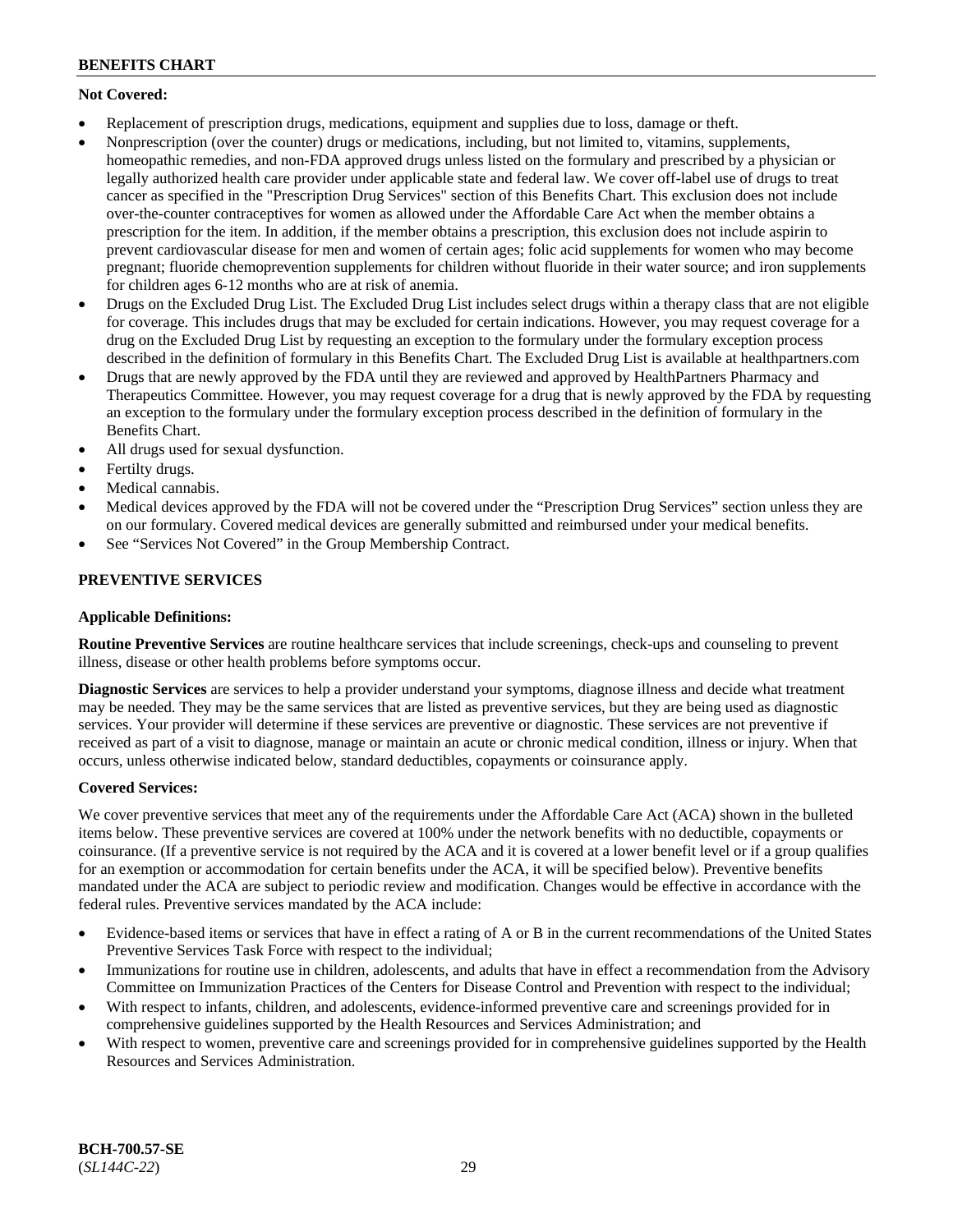**Not Covered:**

- Replacement of prescription drugs, medications, equipment and supplies due to loss, damage or theft.
- Nonprescription (over the counter) drugs or medications, including, but not limited to, vitamins, supplements, homeopathic remedies, and non-FDA approved drugs unless listed on the formulary and prescribed by a physician or legally authorized health care provider under applicable state and federal law. We cover off-label use of drugs to treat cancer as specified in the "Prescription Drug Services" section of this Benefits Chart. This exclusion does not include over-the-counter contraceptives for women as allowed under the Affordable Care Act when the member obtains a prescription for the item. In addition, if the member obtains a prescription, this exclusion does not include aspirin to prevent cardiovascular disease for men and women of certain ages; folic acid supplements for women who may become pregnant; fluoride chemoprevention supplements for children without fluoride in their water source; and iron supplements for children ages 6-12 months who are at risk of anemia.
- Drugs on the Excluded Drug List. The Excluded Drug List includes select drugs within a therapy class that are not eligible for coverage. This includes drugs that may be excluded for certain indications. However, you may request coverage for a drug on the Excluded Drug List by requesting an exception to the formulary under the formulary exception process described in the definition of formulary in this Benefits Chart. The Excluded Drug List is available at healthpartners.com
- Drugs that are newly approved by the FDA until they are reviewed and approved by HealthPartners Pharmacy and Therapeutics Committee. However, you may request coverage for a drug that is newly approved by the FDA by requesting an exception to the formulary under the formulary exception process described in the definition of formulary in the Benefits Chart.
- All drugs used for sexual dysfunction.
- Fertilty drugs.
- Medical cannabis.
- Medical devices approved by the FDA will not be covered under the "Prescription Drug Services" section unless they are on our formulary. Covered medical devices are generally submitted and reimbursed under your medical benefits.
- See "Services Not Covered" in the Group Membership Contract.

## PREVENTIVE SERVICES

**Applicable Definitions:**

**Routine Preventive Services** are routine healthcare services that include screenings, check-ups and counseling to prevent illness, disease or other health problems before symptoms occur.

**Diagnostic Services** are services to help a provider understand your symptoms, diagnose illness and decide what treatment may be needed. They may be the same services that are listed as preventive services, but they are being used as diagnostic services. Your provider will determine if these services are preventive or diagnostic. These services are not preventive if received as part of a visit to diagnose, manage or maintain an acute or chronic medical condition, illness or injury. When that occurs, unless otherwise indicated below, standard deductibles, copayments or coinsurance apply.

**Covered Services:**

We cover preventive services that meet any of the requirements under the Affordable Care Act (ACA) shown in the bulleted items below. These preventive services are covered at 100% under the network benefits with no deductible, copayments or coinsurance. (If a preventive service is not required by the ACA and it is covered at a lower benefit level or if a group qualifies for an exemption or accommodation for certain benefits under the ACA, it will be specified below). Preventive benefits mandated under the ACA are subject to periodic review and modification. Changes would be effective in accordance with the federal rules. Preventive services mandated by the ACA include:

- Evidence-based items or services that have in effect a rating of A or B in the current recommendations of the United States Preventive Services Task Force with respect to the individual;
- Immunizations for routine use in children, adolescents, and adults that have in effect a recommendation from the Advisory Committee on Immunization Practices of the Centers for Disease Control and Prevention with respect to the individual;
- With respect to infants, children, and adolescents, evidence-informed preventive care and screenings provided for in comprehensive guidelines supported by the Health Resources and Services Administration; and
- With respect to women, preventive care and screenings provided for in comprehensive guidelines supported by the Health Resources and Services Administration.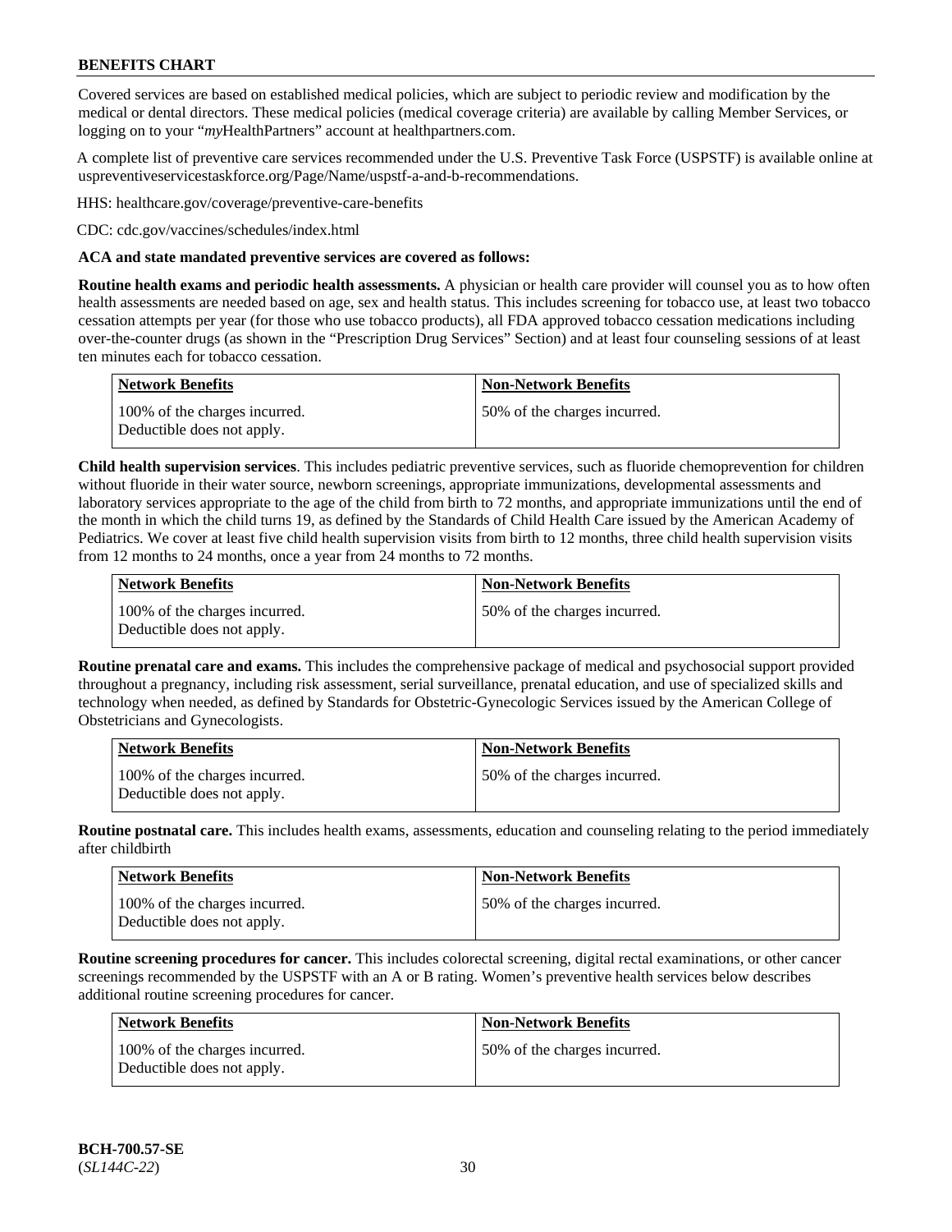Covered services are based on established medical policies, which are subject to periodic review and modification by the medical or dental directors. These medical policies (medical coverage criteria) are available by calling Member Services, or logging on to your "*my*HealthPartners" account at healthpartners.com.

A complete list of preventive care services recommended under the U.S. Preventive Task Force (USPSTF) is available online at uspreventiveservicestaskforce.org/Page/Name/uspstf-a-and-b-recommendations.

HHS: healthcare.gov/coverage/preventive-care-benefits

CDC: cdc.gov/vaccines/schedules/index.html

**ACA and state mandated preventive services are covered as follows:**

**Routine health exams and periodic health assessments.** A physician or health care provider will counsel you as to how often health assessments are needed based on age, sex and health status. This includes screening for tobacco use, at least two tobacco cessation attempts per year (for those who use tobacco products), all FDA approved tobacco cessation medications including over-the-counter drugs (as shown in the "Prescription Drug Services" Section) and at least four counseling sessions of at least ten minutes each for tobacco cessation.

| Network Benefits | Non-Network Benefits |
|---|---|
| 100% of the charges incurred. Deductible does not apply. | 50% of the charges incurred. |

**Child health supervision services**. This includes pediatric preventive services, such as fluoride chemoprevention for children without fluoride in their water source, newborn screenings, appropriate immunizations, developmental assessments and laboratory services appropriate to the age of the child from birth to 72 months, and appropriate immunizations until the end of the month in which the child turns 19, as defined by the Standards of Child Health Care issued by the American Academy of Pediatrics. We cover at least five child health supervision visits from birth to 12 months, three child health supervision visits from 12 months to 24 months, once a year from 24 months to 72 months.

| Network Benefits | Non-Network Benefits |
|---|---|
| 100% of the charges incurred. Deductible does not apply. | 50% of the charges incurred. |

**Routine prenatal care and exams.** This includes the comprehensive package of medical and psychosocial support provided throughout a pregnancy, including risk assessment, serial surveillance, prenatal education, and use of specialized skills and technology when needed, as defined by Standards for Obstetric-Gynecologic Services issued by the American College of Obstetricians and Gynecologists.

| Network Benefits | Non-Network Benefits |
|---|---|
| 100% of the charges incurred. Deductible does not apply. | 50% of the charges incurred. |

**Routine postnatal care.** This includes health exams, assessments, education and counseling relating to the period immediately after childbirth

| Network Benefits | Non-Network Benefits |
|---|---|
| 100% of the charges incurred. Deductible does not apply. | 50% of the charges incurred. |

**Routine screening procedures for cancer.** This includes colorectal screening, digital rectal examinations, or other cancer screenings recommended by the USPSTF with an A or B rating. Women's preventive health services below describes additional routine screening procedures for cancer.

| Network Benefits | Non-Network Benefits |
|---|---|
| 100% of the charges incurred. Deductible does not apply. | 50% of the charges incurred. |

**BCH-700.57-SE**
(*SL144C-22*)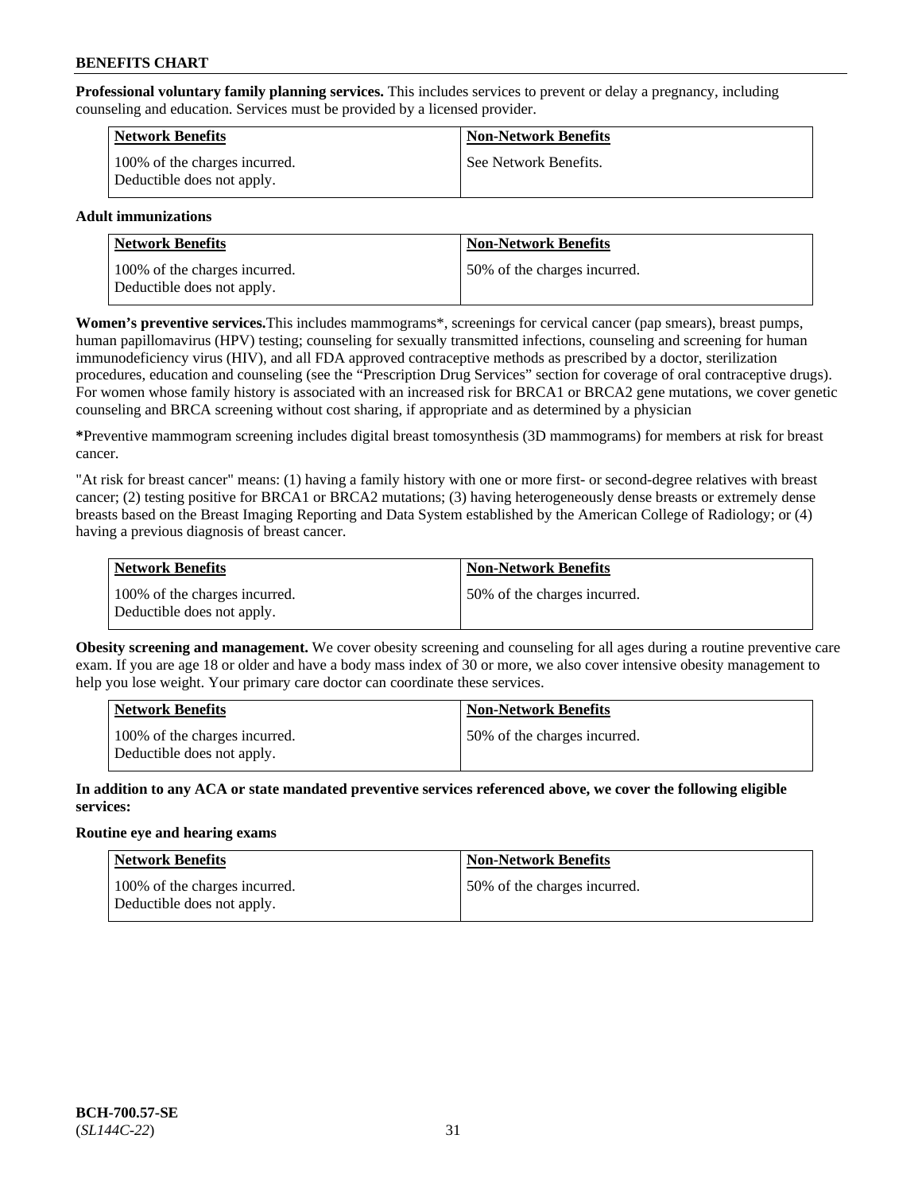**Professional voluntary family planning services.** This includes services to prevent or delay a pregnancy, including counseling and education. Services must be provided by a licensed provider.

| Network Benefits | Non-Network Benefits |
| --- | --- |
| 100% of the charges incurred. Deductible does not apply. | See Network Benefits. |

**Adult immunizations**

| Network Benefits | Non-Network Benefits |
| --- | --- |
| 100% of the charges incurred. Deductible does not apply. | 50% of the charges incurred. |

**Women's preventive services.**This includes mammograms*, screenings for cervical cancer (pap smears), breast pumps, human papillomavirus (HPV) testing; counseling for sexually transmitted infections, counseling and screening for human immunodeficiency virus (HIV), and all FDA approved contraceptive methods as prescribed by a doctor, sterilization procedures, education and counseling (see the "Prescription Drug Services" section for coverage of oral contraceptive drugs). For women whose family history is associated with an increased risk for BRCA1 or BRCA2 gene mutations, we cover genetic counseling and BRCA screening without cost sharing, if appropriate and as determined by a physician

***Preventive mammogram screening includes digital breast tomosynthesis (3D mammograms) for members at risk for breast cancer.

"At risk for breast cancer" means: (1) having a family history with one or more first- or second-degree relatives with breast cancer; (2) testing positive for BRCA1 or BRCA2 mutations; (3) having heterogeneously dense breasts or extremely dense breasts based on the Breast Imaging Reporting and Data System established by the American College of Radiology; or (4) having a previous diagnosis of breast cancer.

| Network Benefits | Non-Network Benefits |
| --- | --- |
| 100% of the charges incurred. Deductible does not apply. | 50% of the charges incurred. |

**Obesity screening and management.** We cover obesity screening and counseling for all ages during a routine preventive care exam. If you are age 18 or older and have a body mass index of 30 or more, we also cover intensive obesity management to help you lose weight. Your primary care doctor can coordinate these services.

| Network Benefits | Non-Network Benefits |
| --- | --- |
| 100% of the charges incurred. Deductible does not apply. | 50% of the charges incurred. |

**In addition to any ACA or state mandated preventive services referenced above, we cover the following eligible services:**

**Routine eye and hearing exams**

| Network Benefits | Non-Network Benefits |
| --- | --- |
| 100% of the charges incurred. Deductible does not apply. | 50% of the charges incurred. |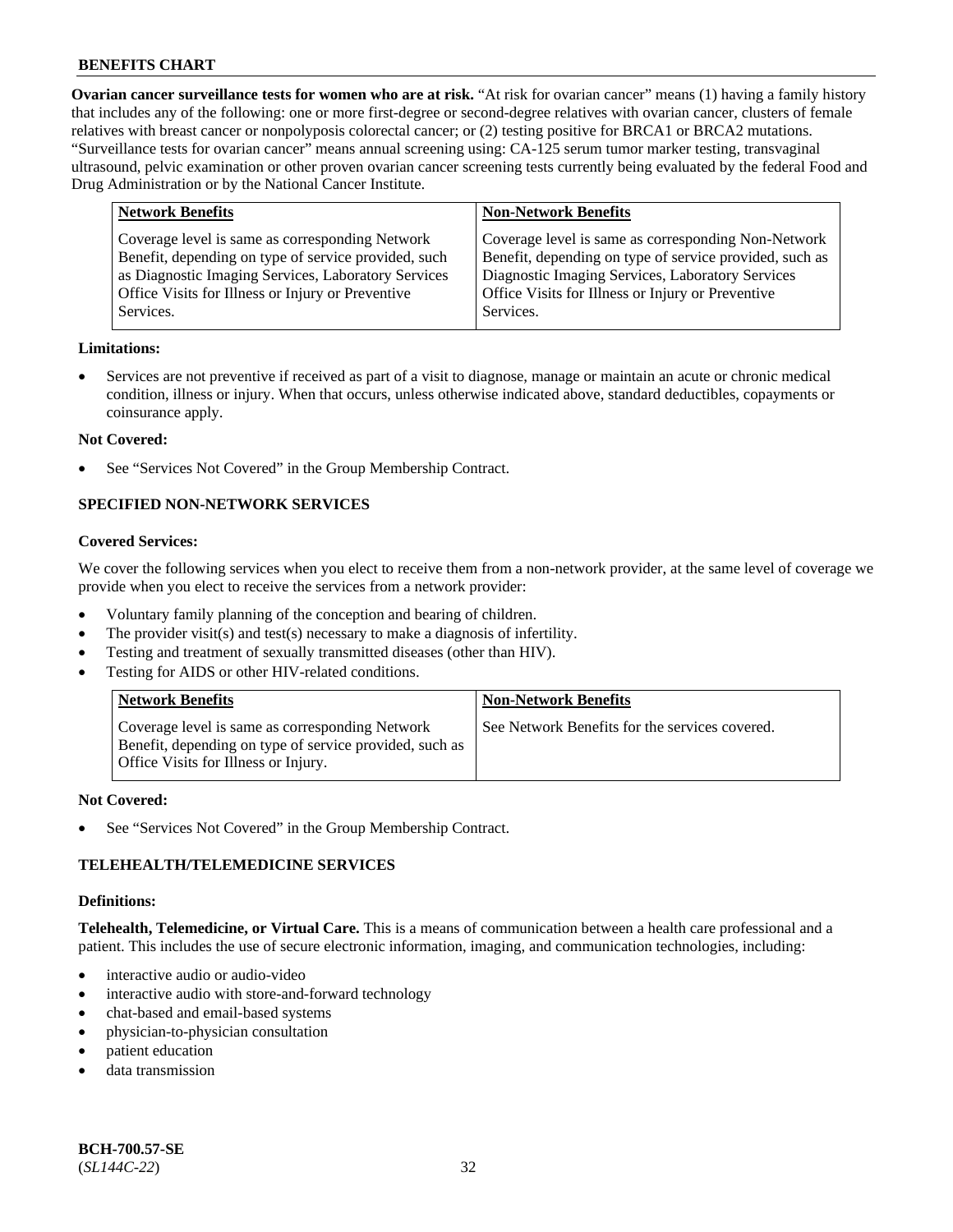**Ovarian cancer surveillance tests for women who are at risk.** "At risk for ovarian cancer" means (1) having a family history that includes any of the following: one or more first-degree or second-degree relatives with ovarian cancer, clusters of female relatives with breast cancer or nonpolyposis colorectal cancer; or (2) testing positive for BRCA1 or BRCA2 mutations. "Surveillance tests for ovarian cancer" means annual screening using: CA-125 serum tumor marker testing, transvaginal ultrasound, pelvic examination or other proven ovarian cancer screening tests currently being evaluated by the federal Food and Drug Administration or by the National Cancer Institute.

| Network Benefits | Non-Network Benefits |
|---|---|
| Coverage level is same as corresponding Network Benefit, depending on type of service provided, such as Diagnostic Imaging Services, Laboratory Services Office Visits for Illness or Injury or Preventive Services. | Coverage level is same as corresponding Non-Network Benefit, depending on type of service provided, such as Diagnostic Imaging Services, Laboratory Services Office Visits for Illness or Injury or Preventive Services. |

**Limitations:**

- Services are not preventive if received as part of a visit to diagnose, manage or maintain an acute or chronic medical condition, illness or injury. When that occurs, unless otherwise indicated above, standard deductibles, copayments or coinsurance apply.

**Not Covered:**

- See "Services Not Covered" in the Group Membership Contract.

### SPECIFIED NON-NETWORK SERVICES

**Covered Services:**

We cover the following services when you elect to receive them from a non-network provider, at the same level of coverage we provide when you elect to receive the services from a network provider:

- Voluntary family planning of the conception and bearing of children.
- The provider visit(s) and test(s) necessary to make a diagnosis of infertility.
- Testing and treatment of sexually transmitted diseases (other than HIV).
- Testing for AIDS or other HIV-related conditions.

| Network Benefits | Non-Network Benefits |
|---|---|
| Coverage level is same as corresponding Network Benefit, depending on type of service provided, such as Office Visits for Illness or Injury. | See Network Benefits for the services covered. |

**Not Covered:**

- See "Services Not Covered" in the Group Membership Contract.

### TELEHEALTH/TELEMEDICINE SERVICES

**Definitions:**

**Telehealth, Telemedicine, or Virtual Care.** This is a means of communication between a health care professional and a patient. This includes the use of secure electronic information, imaging, and communication technologies, including:

- interactive audio or audio-video
- interactive audio with store-and-forward technology
- chat-based and email-based systems
- physician-to-physician consultation
- patient education
- data transmission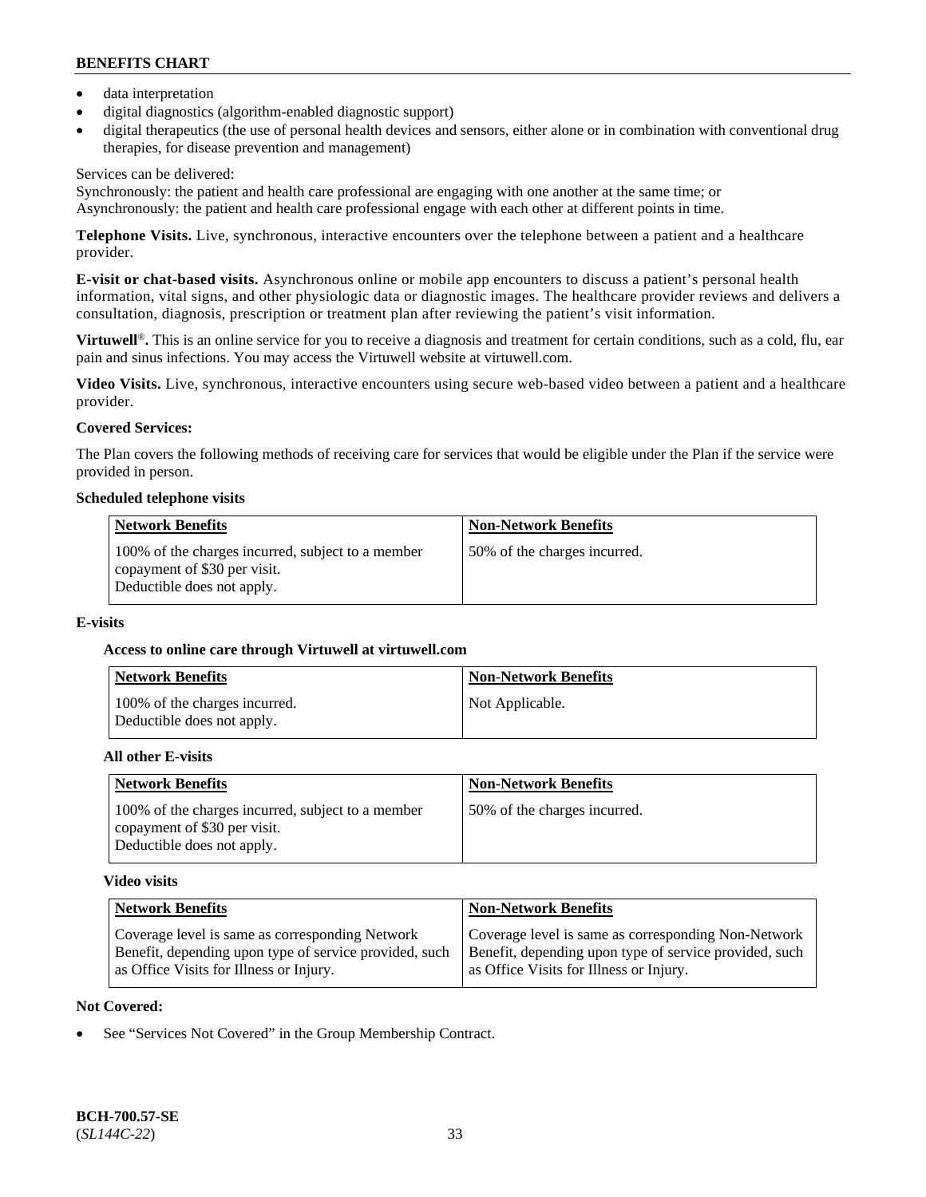- data interpretation
- digital diagnostics (algorithm-enabled diagnostic support)
- digital therapeutics (the use of personal health devices and sensors, either alone or in combination with conventional drug therapies, for disease prevention and management)

Services can be delivered:
Synchronously: the patient and health care professional are engaging with one another at the same time; or
Asynchronously: the patient and health care professional engage with each other at different points in time.

**Telephone Visits.** Live, synchronous, interactive encounters over the telephone between a patient and a healthcare provider.

**E-visit or chat-based visits.** Asynchronous online or mobile app encounters to discuss a patient's personal health information, vital signs, and other physiologic data or diagnostic images. The healthcare provider reviews and delivers a consultation, diagnosis, prescription or treatment plan after reviewing the patient's visit information.

**Virtuwell®.** This is an online service for you to receive a diagnosis and treatment for certain conditions, such as a cold, flu, ear pain and sinus infections. You may access the Virtuwell website at virtuwell.com.

**Video Visits.** Live, synchronous, interactive encounters using secure web-based video between a patient and a healthcare provider.

**Covered Services:**

The Plan covers the following methods of receiving care for services that would be eligible under the Plan if the service were provided in person.

**Scheduled telephone visits**

| Network Benefits | Non-Network Benefits |
|---|---|
| 100% of the charges incurred, subject to a member copayment of $30 per visit. Deductible does not apply. | 50% of the charges incurred. |

**E-visits**

**Access to online care through Virtuwell at virtuwell.com**

| Network Benefits | Non-Network Benefits |
|---|---|
| 100% of the charges incurred. Deductible does not apply. | Not Applicable. |

**All other E-visits**

| Network Benefits | Non-Network Benefits |
|---|---|
| 100% of the charges incurred, subject to a member copayment of $30 per visit. Deductible does not apply. | 50% of the charges incurred. |

**Video visits**

| Network Benefits | Non-Network Benefits |
|---|---|
| Coverage level is same as corresponding Network Benefit, depending upon type of service provided, such as Office Visits for Illness or Injury. | Coverage level is same as corresponding Non-Network Benefit, depending upon type of service provided, such as Office Visits for Illness or Injury. |

**Not Covered:**

- See "Services Not Covered" in the Group Membership Contract.

**BCH-700.57-SE**
(*SL144C-22*)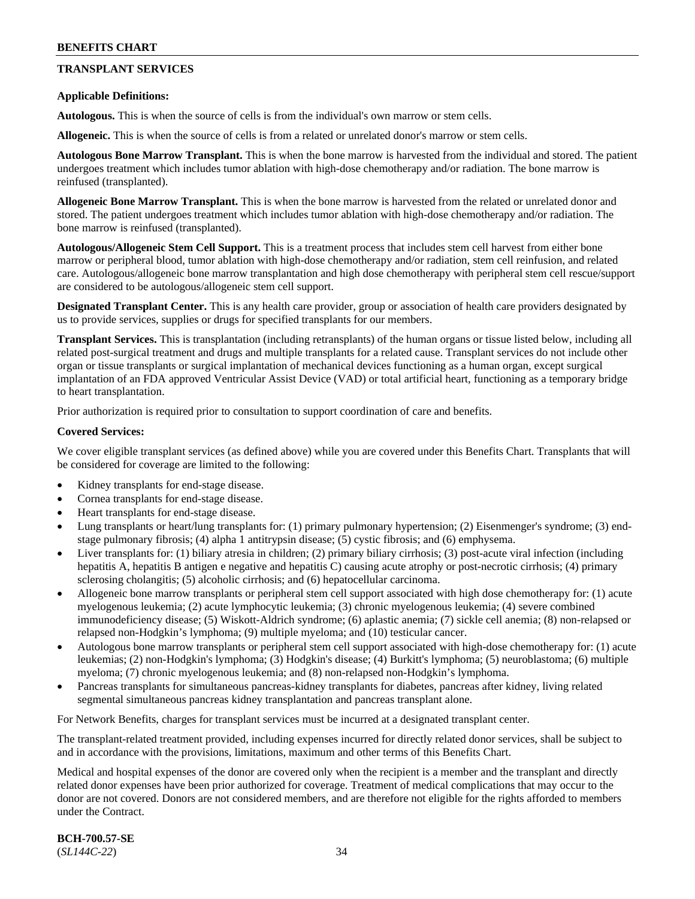## TRANSPLANT SERVICES

**Applicable Definitions:**

**Autologous.** This is when the source of cells is from the individual's own marrow or stem cells.

**Allogeneic.** This is when the source of cells is from a related or unrelated donor's marrow or stem cells.

**Autologous Bone Marrow Transplant.** This is when the bone marrow is harvested from the individual and stored. The patient undergoes treatment which includes tumor ablation with high-dose chemotherapy and/or radiation. The bone marrow is reinfused (transplanted).

**Allogeneic Bone Marrow Transplant.** This is when the bone marrow is harvested from the related or unrelated donor and stored. The patient undergoes treatment which includes tumor ablation with high-dose chemotherapy and/or radiation. The bone marrow is reinfused (transplanted).

**Autologous/Allogeneic Stem Cell Support.** This is a treatment process that includes stem cell harvest from either bone marrow or peripheral blood, tumor ablation with high-dose chemotherapy and/or radiation, stem cell reinfusion, and related care. Autologous/allogeneic bone marrow transplantation and high dose chemotherapy with peripheral stem cell rescue/support are considered to be autologous/allogeneic stem cell support.

**Designated Transplant Center.** This is any health care provider, group or association of health care providers designated by us to provide services, supplies or drugs for specified transplants for our members.

**Transplant Services.** This is transplantation (including retransplants) of the human organs or tissue listed below, including all related post-surgical treatment and drugs and multiple transplants for a related cause. Transplant services do not include other organ or tissue transplants or surgical implantation of mechanical devices functioning as a human organ, except surgical implantation of an FDA approved Ventricular Assist Device (VAD) or total artificial heart, functioning as a temporary bridge to heart transplantation.

Prior authorization is required prior to consultation to support coordination of care and benefits.

**Covered Services:**

We cover eligible transplant services (as defined above) while you are covered under this Benefits Chart. Transplants that will be considered for coverage are limited to the following:

- Kidney transplants for end-stage disease.
- Cornea transplants for end-stage disease.
- Heart transplants for end-stage disease.
- Lung transplants or heart/lung transplants for: (1) primary pulmonary hypertension; (2) Eisenmenger's syndrome; (3) end-stage pulmonary fibrosis; (4) alpha 1 antitrypsin disease; (5) cystic fibrosis; and (6) emphysema.
- Liver transplants for: (1) biliary atresia in children; (2) primary biliary cirrhosis; (3) post-acute viral infection (including hepatitis A, hepatitis B antigen e negative and hepatitis C) causing acute atrophy or post-necrotic cirrhosis; (4) primary sclerosing cholangitis; (5) alcoholic cirrhosis; and (6) hepatocellular carcinoma.
- Allogeneic bone marrow transplants or peripheral stem cell support associated with high dose chemotherapy for: (1) acute myelogenous leukemia; (2) acute lymphocytic leukemia; (3) chronic myelogenous leukemia; (4) severe combined immunodeficiency disease; (5) Wiskott-Aldrich syndrome; (6) aplastic anemia; (7) sickle cell anemia; (8) non-relapsed or relapsed non-Hodgkin's lymphoma; (9) multiple myeloma; and (10) testicular cancer.
- Autologous bone marrow transplants or peripheral stem cell support associated with high-dose chemotherapy for: (1) acute leukemias; (2) non-Hodgkin's lymphoma; (3) Hodgkin's disease; (4) Burkitt's lymphoma; (5) neuroblastoma; (6) multiple myeloma; (7) chronic myelogenous leukemia; and (8) non-relapsed non-Hodgkin's lymphoma.
- Pancreas transplants for simultaneous pancreas-kidney transplants for diabetes, pancreas after kidney, living related segmental simultaneous pancreas kidney transplantation and pancreas transplant alone.

For Network Benefits, charges for transplant services must be incurred at a designated transplant center.

The transplant-related treatment provided, including expenses incurred for directly related donor services, shall be subject to and in accordance with the provisions, limitations, maximum and other terms of this Benefits Chart.

Medical and hospital expenses of the donor are covered only when the recipient is a member and the transplant and directly related donor expenses have been prior authorized for coverage. Treatment of medical complications that may occur to the donor are not covered. Donors are not considered members, and are therefore not eligible for the rights afforded to members under the Contract.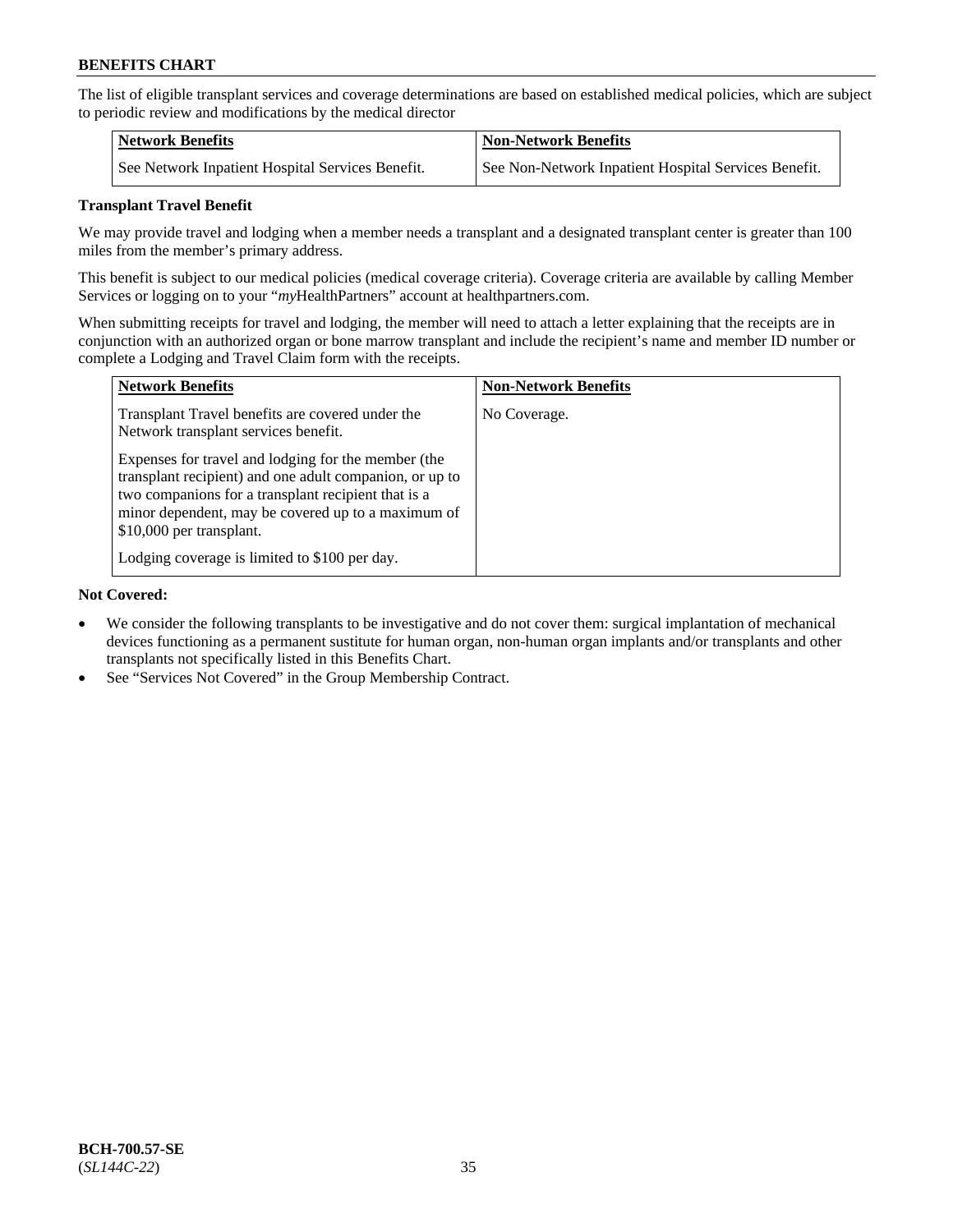The list of eligible transplant services and coverage determinations are based on established medical policies, which are subject to periodic review and modifications by the medical director

| Network Benefits | Non-Network Benefits |
| --- | --- |
| See Network Inpatient Hospital Services Benefit. | See Non-Network Inpatient Hospital Services Benefit. |

**Transplant Travel Benefit**

We may provide travel and lodging when a member needs a transplant and a designated transplant center is greater than 100 miles from the member's primary address.

This benefit is subject to our medical policies (medical coverage criteria). Coverage criteria are available by calling Member Services or logging on to your "*my*HealthPartners" account at healthpartners.com.

When submitting receipts for travel and lodging, the member will need to attach a letter explaining that the receipts are in conjunction with an authorized organ or bone marrow transplant and include the recipient's name and member ID number or complete a Lodging and Travel Claim form with the receipts.

| Network Benefits | Non-Network Benefits |
| --- | --- |
| Transplant Travel benefits are covered under the Network transplant services benefit.<br><br>Expenses for travel and lodging for the member (the transplant recipient) and one adult companion, or up to two companions for a transplant recipient that is a minor dependent, may be covered up to a maximum of $10,000 per transplant.<br><br>Lodging coverage is limited to $100 per day. | No Coverage. |

**Not Covered:**

- We consider the following transplants to be investigative and do not cover them: surgical implantation of mechanical devices functioning as a permanent sustitute for human organ, non-human organ implants and/or transplants and other transplants not specifically listed in this Benefits Chart.
- See "Services Not Covered" in the Group Membership Contract.